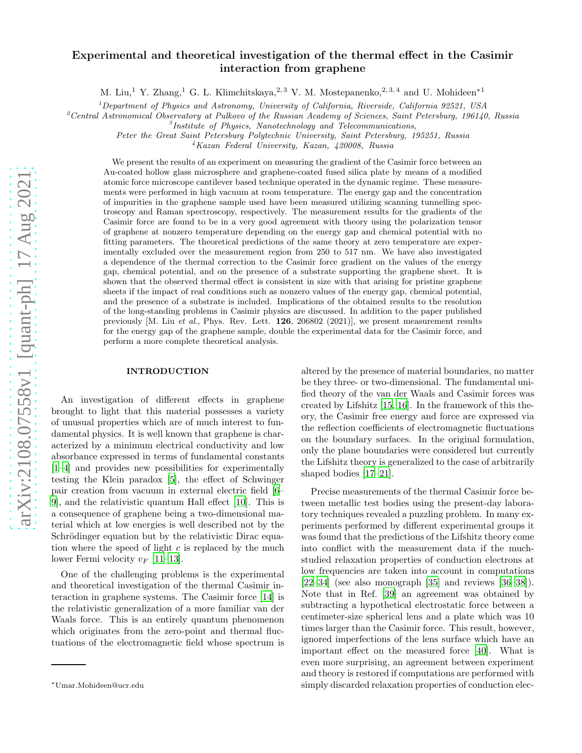# Experimental and theoretical investigation of the thermal effect in the Casimir interaction from graphene

M. Liu,[1] Y. Zhang,[1] G. L. Klimchitskaya,[2,3] V. M. Mostepanenko,[2,3,4] and U. Mohideen*[1]

[1]*Department of Physics and Astronomy, University of California, Riverside, California 92521, USA*

[2]*Central Astronomical Observatory at Pulkovo of the Russian Academy of Sciences, Saint Petersburg, 196140, Russia*

[3]*Institute of Physics, Nanotechnology and Telecommunications, Peter the Great Saint Petersburg Polytechnic University, Saint Petersburg, 195251, Russia*

[4]*Kazan Federal University, Kazan, 420008, Russia*

We present the results of an experiment on measuring the gradient of the Casimir force between an Au-coated hollow glass microsphere and graphene-coated fused silica plate by means of a modified atomic force microscope cantilever based technique operated in the dynamic regime. These measurements were performed in high vacuum at room temperature. The energy gap and the concentration of impurities in the graphene sample used have been measured utilizing scanning tunnelling spectroscopy and Raman spectroscopy, respectively. The measurement results for the gradients of the Casimir force are found to be in a very good agreement with theory using the polarization tensor of graphene at nonzero temperature depending on the energy gap and chemical potential with no fitting parameters. The theoretical predictions of the same theory at zero temperature are experimentally excluded over the measurement region from 250 to 517 nm. We have also investigated a dependence of the thermal correction to the Casimir force gradient on the values of the energy gap, chemical potential, and on the presence of a substrate supporting the graphene sheet. It is shown that the observed thermal effect is consistent in size with that arising for pristine graphene sheets if the impact of real conditions such as nonzero values of the energy gap, chemical potential, and the presence of a substrate is included. Implications of the obtained results to the resolution of the long-standing problems in Casimir physics are discussed. In addition to the paper published previously [M. Liu *et al.*, Phys. Rev. Lett. **126**, 206802 (2021)], we present measurement results for the energy gap of the graphene sample, double the experimental data for the Casimir force, and perform a more complete theoretical analysis.

## INTRODUCTION

An investigation of different effects in graphene brought to light that this material possesses a variety of unusual properties which are of much interest to fundamental physics. It is well known that graphene is characterized by a minimum electrical conductivity and low absorbance expressed in terms of fundamental constants [1–4] and provides new possibilities for experimentally testing the Klein paradox [5], the effect of Schwinger pair creation from vacuum in external electric field [6–9], and the relativistic quantum Hall effect [10]. This is a consequence of graphene being a two-dimensional material which at low energies is well described not by the Schrödinger equation but by the relativistic Dirac equation where the speed of light $c$ is replaced by the much lower Fermi velocity $v_F$ [11–13].

One of the challenging problems is the experimental and theoretical investigation of the thermal Casimir interaction in graphene systems. The Casimir force [14] is the relativistic generalization of a more familiar van der Waals force. This is an entirely quantum phenomenon which originates from the zero-point and thermal fluctuations of the electromagnetic field whose spectrum is altered by the presence of material boundaries, no matter be they three- or two-dimensional. The fundamental unified theory of the van der Waals and Casimir forces was created by Lifshitz [15, 16]. In the framework of this theory, the Casimir free energy and force are expressed via the reflection coefficients of electromagnetic fluctuations on the boundary surfaces. In the original formulation, only the plane boundaries were considered but currently the Lifshitz theory is generalized to the case of arbitrarily shaped bodies [17–21].

Precise measurements of the thermal Casimir force between metallic test bodies using the present-day laboratory techniques revealed a puzzling problem. In many experiments performed by different experimental groups it was found that the predictions of the Lifshitz theory come into conflict with the measurement data if the much-studied relaxation properties of conduction electrons at low frequencies are taken into account in computations [22–34] (see also monograph [35] and reviews [36–38]). Note that in Ref. [39] an agreement was obtained by subtracting a hypothetical electrostatic force between a centimeter-size spherical lens and a plate which was 10 times larger than the Casimir force. This result, however, ignored imperfections of the lens surface which have an important effect on the measured force [40]. What is even more surprising, an agreement between experiment and theory is restored if computations are performed with simply discarded relaxation properties of conduction elec-

*Umar.Mohideen@ucr.edu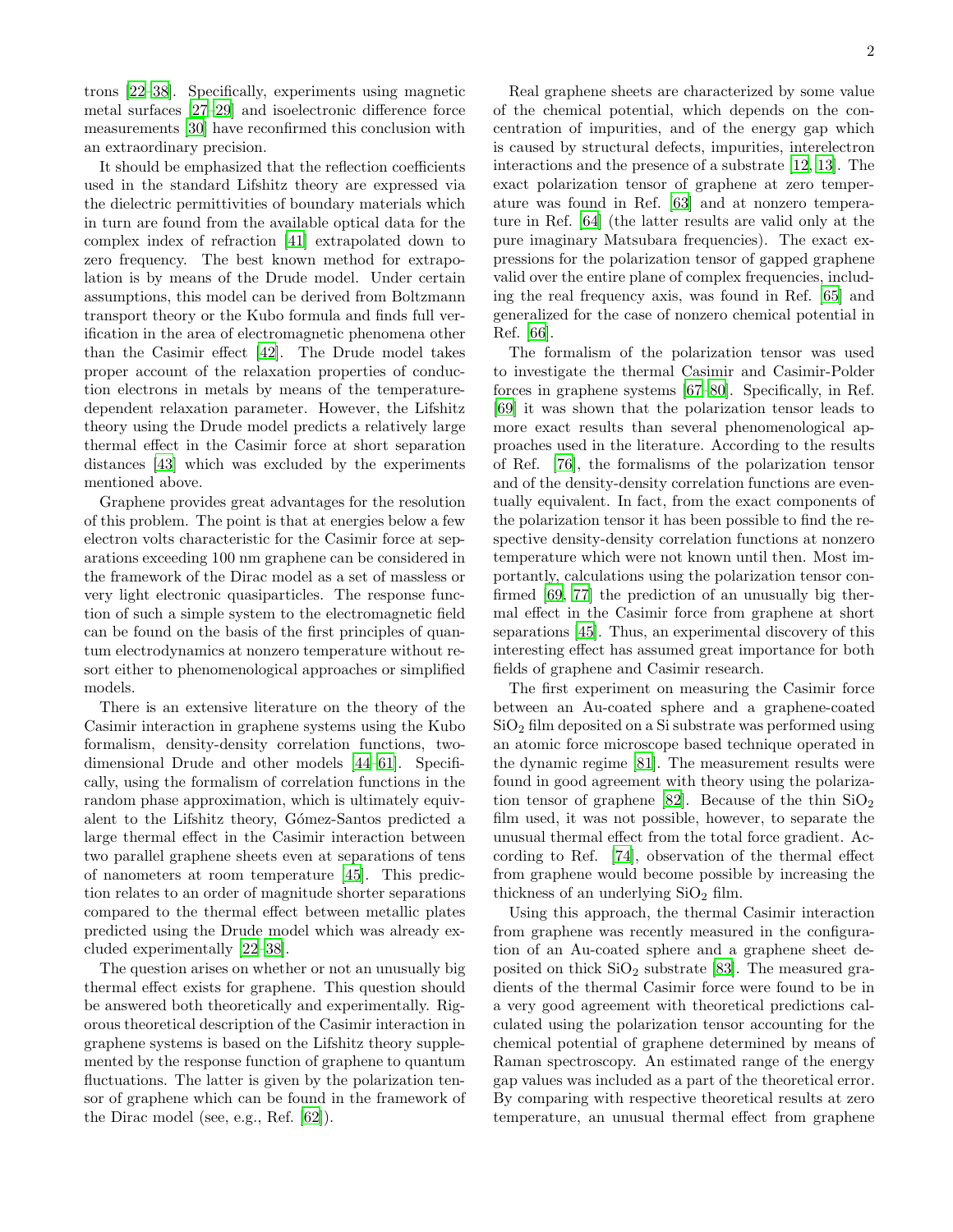trons [22–38]. Specifically, experiments using magnetic metal surfaces [27–29] and isoelectronic difference force measurements [30] have reconfirmed this conclusion with an extraordinary precision.

It should be emphasized that the reflection coefficients used in the standard Lifshitz theory are expressed via the dielectric permittivities of boundary materials which in turn are found from the available optical data for the complex index of refraction [41] extrapolated down to zero frequency. The best known method for extrapolation is by means of the Drude model. Under certain assumptions, this model can be derived from Boltzmann transport theory or the Kubo formula and finds full verification in the area of electromagnetic phenomena other than the Casimir effect [42]. The Drude model takes proper account of the relaxation properties of conduction electrons in metals by means of the temperature-dependent relaxation parameter. However, the Lifshitz theory using the Drude model predicts a relatively large thermal effect in the Casimir force at short separation distances [43] which was excluded by the experiments mentioned above.

Graphene provides great advantages for the resolution of this problem. The point is that at energies below a few electron volts characteristic for the Casimir force at separations exceeding 100 nm graphene can be considered in the framework of the Dirac model as a set of massless or very light electronic quasiparticles. The response function of such a simple system to the electromagnetic field can be found on the basis of the first principles of quantum electrodynamics at nonzero temperature without resort either to phenomenological approaches or simplified models.

There is an extensive literature on the theory of the Casimir interaction in graphene systems using the Kubo formalism, density-density correlation functions, two-dimensional Drude and other models [44–61]. Specifically, using the formalism of correlation functions in the random phase approximation, which is ultimately equivalent to the Lifshitz theory, Gómez-Santos predicted a large thermal effect in the Casimir interaction between two parallel graphene sheets even at separations of tens of nanometers at room temperature [45]. This prediction relates to an order of magnitude shorter separations compared to the thermal effect between metallic plates predicted using the Drude model which was already excluded experimentally [22–38].

The question arises on whether or not an unusually big thermal effect exists for graphene. This question should be answered both theoretically and experimentally. Rigorous theoretical description of the Casimir interaction in graphene systems is based on the Lifshitz theory supplemented by the response function of graphene to quantum fluctuations. The latter is given by the polarization tensor of graphene which can be found in the framework of the Dirac model (see, e.g., Ref. [62]).

Real graphene sheets are characterized by some value of the chemical potential, which depends on the concentration of impurities, and of the energy gap which is caused by structural defects, impurities, interelectron interactions and the presence of a substrate [12, 13]. The exact polarization tensor of graphene at zero temperature was found in Ref. [63] and at nonzero temperature in Ref. [64] (the latter results are valid only at the pure imaginary Matsubara frequencies). The exact expressions for the polarization tensor of gapped graphene valid over the entire plane of complex frequencies, including the real frequency axis, was found in Ref. [65] and generalized for the case of nonzero chemical potential in Ref. [66].

The formalism of the polarization tensor was used to investigate the thermal Casimir and Casimir-Polder forces in graphene systems [67–80]. Specifically, in Ref. [69] it was shown that the polarization tensor leads to more exact results than several phenomenological approaches used in the literature. According to the results of Ref. [76], the formalisms of the polarization tensor and of the density-density correlation functions are eventually equivalent. In fact, from the exact components of the polarization tensor it has been possible to find the respective density-density correlation functions at nonzero temperature which were not known until then. Most importantly, calculations using the polarization tensor confirmed [69, 77] the prediction of an unusually big thermal effect in the Casimir force from graphene at short separations [45]. Thus, an experimental discovery of this interesting effect has assumed great importance for both fields of graphene and Casimir research.

The first experiment on measuring the Casimir force between an Au-coated sphere and a graphene-coated $SiO_2$ film deposited on a Si substrate was performed using an atomic force microscope based technique operated in the dynamic regime [81]. The measurement results were found in good agreement with theory using the polarization tensor of graphene [82]. Because of the thin $SiO_2$ film used, it was not possible, however, to separate the unusual thermal effect from the total force gradient. According to Ref. [74], observation of the thermal effect from graphene would become possible by increasing the thickness of an underlying $SiO_2$ film.

Using this approach, the thermal Casimir interaction from graphene was recently measured in the configuration of an Au-coated sphere and a graphene sheet deposited on thick $SiO_2$ substrate [83]. The measured gradients of the thermal Casimir force were found to be in a very good agreement with theoretical predictions calculated using the polarization tensor accounting for the chemical potential of graphene determined by means of Raman spectroscopy. An estimated range of the energy gap values was included as a part of the theoretical error. By comparing with respective theoretical results at zero temperature, an unusual thermal effect from graphene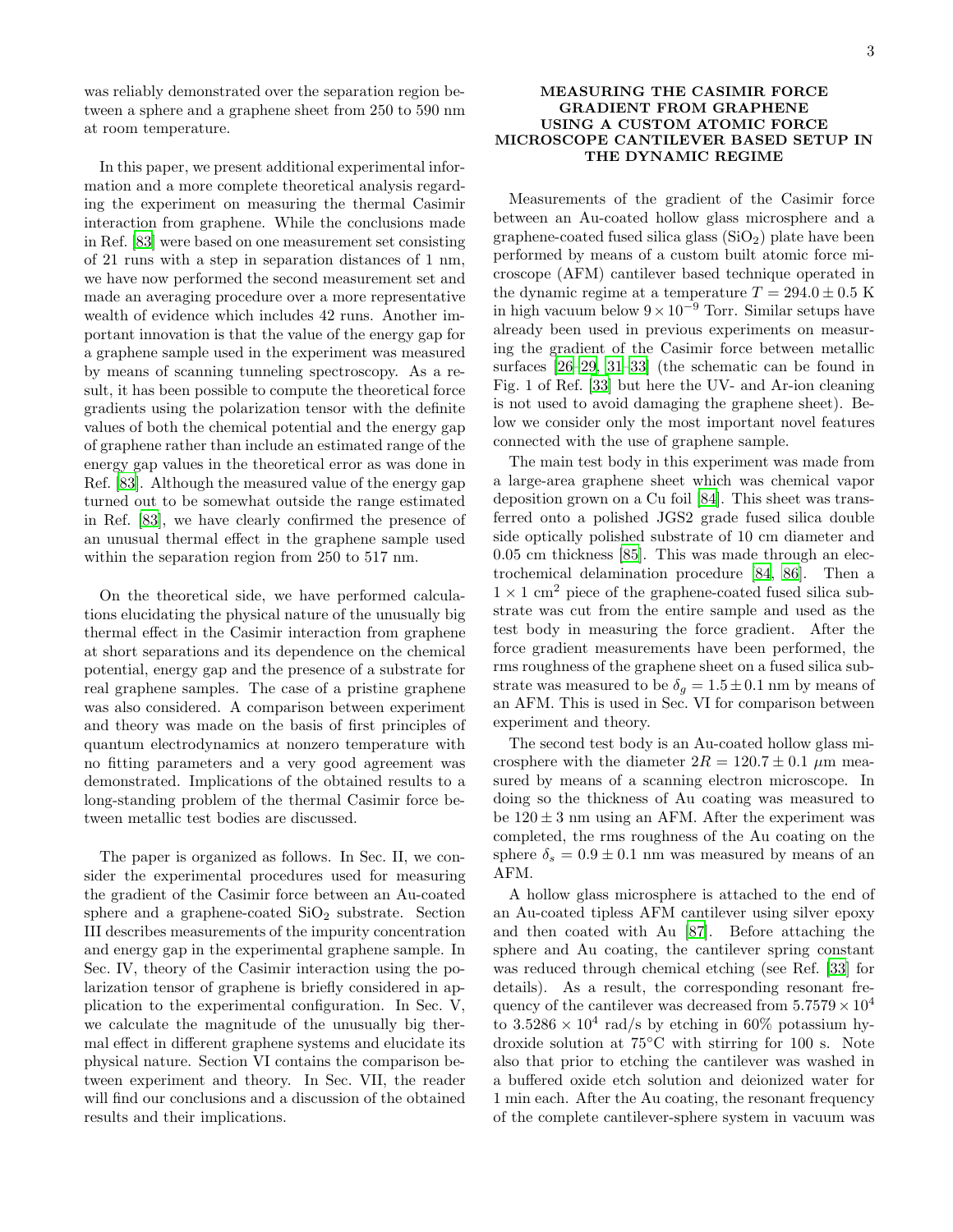was reliably demonstrated over the separation region between a sphere and a graphene sheet from 250 to 590 nm at room temperature.

In this paper, we present additional experimental information and a more complete theoretical analysis regarding the experiment on measuring the thermal Casimir interaction from graphene. While the conclusions made in Ref. [83] were based on one measurement set consisting of 21 runs with a step in separation distances of 1 nm, we have now performed the second measurement set and made an averaging procedure over a more representative wealth of evidence which includes 42 runs. Another important innovation is that the value of the energy gap for a graphene sample used in the experiment was measured by means of scanning tunneling spectroscopy. As a result, it has been possible to compute the theoretical force gradients using the polarization tensor with the definite values of both the chemical potential and the energy gap of graphene rather than include an estimated range of the energy gap values in the theoretical error as was done in Ref. [83]. Although the measured value of the energy gap turned out to be somewhat outside the range estimated in Ref. [83], we have clearly confirmed the presence of an unusual thermal effect in the graphene sample used within the separation region from 250 to 517 nm.

On the theoretical side, we have performed calculations elucidating the physical nature of the unusually big thermal effect in the Casimir interaction from graphene at short separations and its dependence on the chemical potential, energy gap and the presence of a substrate for real graphene samples. The case of a pristine graphene was also considered. A comparison between experiment and theory was made on the basis of first principles of quantum electrodynamics at nonzero temperature with no fitting parameters and a very good agreement was demonstrated. Implications of the obtained results to a long-standing problem of the thermal Casimir force between metallic test bodies are discussed.

The paper is organized as follows. In Sec. II, we consider the experimental procedures used for measuring the gradient of the Casimir force between an Au-coated sphere and a graphene-coated $SiO_2$ substrate. Section III describes measurements of the impurity concentration and energy gap in the experimental graphene sample. In Sec. IV, theory of the Casimir interaction using the polarization tensor of graphene is briefly considered in application to the experimental configuration. In Sec. V, we calculate the magnitude of the unusually big thermal effect in different graphene systems and elucidate its physical nature. Section VI contains the comparison between experiment and theory. In Sec. VII, the reader will find our conclusions and a discussion of the obtained results and their implications.

## MEASURING THE CASIMIR FORCE GRADIENT FROM GRAPHENE USING A CUSTOM ATOMIC FORCE MICROSCOPE CANTILEVER BASED SETUP IN THE DYNAMIC REGIME

Measurements of the gradient of the Casimir force between an Au-coated hollow glass microsphere and a graphene-coated fused silica glass ($SiO_2$) plate have been performed by means of a custom built atomic force microscope (AFM) cantilever based technique operated in the dynamic regime at a temperature $T = 294.0 \pm 0.5$ K in high vacuum below $9 \times 10^{-9}$ Torr. Similar setups have already been used in previous experiments on measuring the gradient of the Casimir force between metallic surfaces [26–29, 31–33] (the schematic can be found in Fig. 1 of Ref. [33] but here the UV- and Ar-ion cleaning is not used to avoid damaging the graphene sheet). Below we consider only the most important novel features connected with the use of graphene sample.

The main test body in this experiment was made from a large-area graphene sheet which was chemical vapor deposition grown on a Cu foil [84]. This sheet was transferred onto a polished JGS2 grade fused silica double side optically polished substrate of 10 cm diameter and 0.05 cm thickness [85]. This was made through an electrochemical delamination procedure [84, 86]. Then a $1 \times 1$ cm$^2$ piece of the graphene-coated fused silica substrate was cut from the entire sample and used as the test body in measuring the force gradient. After the force gradient measurements have been performed, the rms roughness of the graphene sheet on a fused silica substrate was measured to be $\delta_g = 1.5 \pm 0.1$ nm by means of an AFM. This is used in Sec. VI for comparison between experiment and theory.

The second test body is an Au-coated hollow glass microsphere with the diameter $2R = 120.7 \pm 0.1$ $\mu$m measured by means of a scanning electron microscope. In doing so the thickness of Au coating was measured to be $120 \pm 3$ nm using an AFM. After the experiment was completed, the rms roughness of the Au coating on the sphere $\delta_s = 0.9 \pm 0.1$ nm was measured by means of an AFM.

A hollow glass microsphere is attached to the end of an Au-coated tipless AFM cantilever using silver epoxy and then coated with Au [87]. Before attaching the sphere and Au coating, the cantilever spring constant was reduced through chemical etching (see Ref. [33] for details). As a result, the corresponding resonant frequency of the cantilever was decreased from $5.7579 \times 10^4$ to $3.5286 \times 10^4$ rad/s by etching in 60% potassium hydroxide solution at 75°C with stirring for 100 s. Note also that prior to etching the cantilever was washed in a buffered oxide etch solution and deionized water for 1 min each. After the Au coating, the resonant frequency of the complete cantilever-sphere system in vacuum was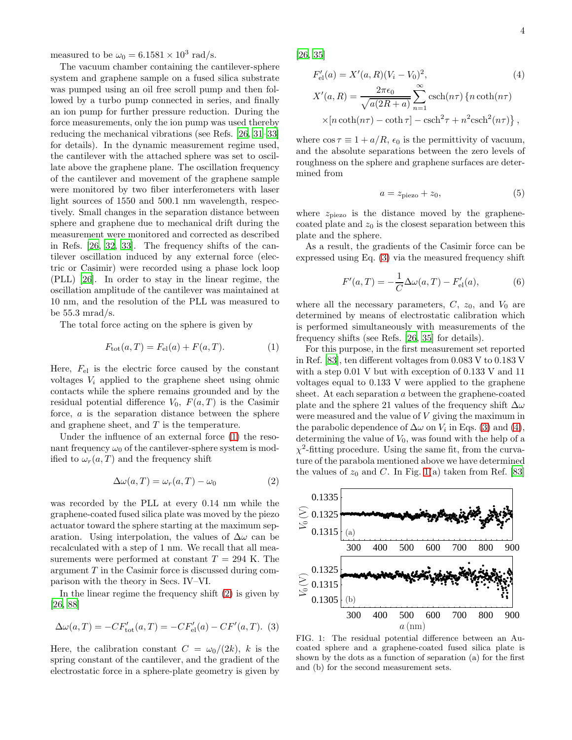measured to be $\omega_0 = 6.1581 \times 10^3$ rad/s.

The vacuum chamber containing the cantilever-sphere system and graphene sample on a fused silica substrate was pumped using an oil free scroll pump and then followed by a turbo pump connected in series, and finally an ion pump for further pressure reduction. During the force measurements, only the ion pump was used thereby reducing the mechanical vibrations (see Refs. [26, 31–33] for details). In the dynamic measurement regime used, the cantilever with the attached sphere was set to oscillate above the graphene plane. The oscillation frequency of the cantilever and movement of the graphene sample were monitored by two fiber interferometers with laser light sources of 1550 and 500.1 nm wavelength, respectively. Small changes in the separation distance between sphere and graphene due to mechanical drift during the measurement were monitored and corrected as described in Refs. [26, 32, 33]. The frequency shifts of the cantilever oscillation induced by any external force (electric or Casimir) were recorded using a phase lock loop (PLL) [26]. In order to stay in the linear regime, the oscillation amplitude of the cantilever was maintained at 10 nm, and the resolution of the PLL was measured to be 55.3 mrad/s.

The total force acting on the sphere is given by

$$F_{\rm tot}(a,T) = F_{\rm el}(a) + F(a,T). \qquad (1)$$

Here, $F_{\rm el}$ is the electric force caused by the constant voltages $V_i$ applied to the graphene sheet using ohmic contacts while the sphere remains grounded and by the residual potential difference $V_0$, $F(a,T)$ is the Casimir force, $a$ is the separation distance between the sphere and graphene sheet, and $T$ is the temperature.

Under the influence of an external force (1) the resonant frequency $\omega_0$ of the cantilever-sphere system is modified to $\omega_r(a,T)$ and the frequency shift

$$\Delta\omega(a,T) = \omega_r(a,T) - \omega_0 \qquad (2)$$

was recorded by the PLL at every 0.14 nm while the graphene-coated fused silica plate was moved by the piezo actuator toward the sphere starting at the maximum separation. Using interpolation, the values of $\Delta\omega$ can be recalculated with a step of 1 nm. We recall that all measurements were performed at constant $T = 294$ K. The argument $T$ in the Casimir force is discussed during comparison with the theory in Secs. IV–VI.

In the linear regime the frequency shift (2) is given by [26, 88]

$$\Delta\omega(a,T) = -CF'_{\rm tot}(a,T) = -CF'_{\rm el}(a) - CF'(a,T). \qquad (3)$$

Here, the calibration constant $C = \omega_0/(2k)$, $k$ is the spring constant of the cantilever, and the gradient of the electrostatic force in a sphere-plate geometry is given by [26, 35]

$$F'_{\rm el}(a) = X'(a,R)(V_i - V_0)^2, \qquad (4)$$
$$X'(a,R) = \frac{2\pi\epsilon_0}{\sqrt{a(2R+a)}}\sum_{n=1}^{\infty}{\rm csch}(n\tau)\left\{n\coth(n\tau)\right.$$
$$\left.\times[n\coth(n\tau) - \coth\tau] - {\rm csch}^2\tau + n^2{\rm csch}^2(n\tau)\right\},$$

where $\cos\tau \equiv 1 + a/R$, $\epsilon_0$ is the permittivity of vacuum, and the absolute separations between the zero levels of roughness on the sphere and graphene surfaces are determined from

$$a = z_{\rm piezo} + z_0, \qquad (5)$$

where $z_{\rm piezo}$ is the distance moved by the graphene-coated plate and $z_0$ is the closest separation between this plate and the sphere.

As a result, the gradients of the Casimir force can be expressed using Eq. (3) via the measured frequency shift

$$F'(a,T) = -\frac{1}{C}\Delta\omega(a,T) - F'_{\rm el}(a), \qquad (6)$$

where all the necessary parameters, $C$, $z_0$, and $V_0$ are determined by means of electrostatic calibration which is performed simultaneously with measurements of the frequency shifts (see Refs. [26, 35] for details).

For this purpose, in the first measurement set reported in Ref. [83], ten different voltages from 0.083 V to 0.183 V with a step 0.01 V but with exception of 0.133 V and 11 voltages equal to 0.133 V were applied to the graphene sheet. At each separation $a$ between the graphene-coated plate and the sphere 21 values of the frequency shift $\Delta\omega$ were measured and the value of $V$ giving the maximum in the parabolic dependence of $\Delta\omega$ on $V_i$ in Eqs. (3) and (4), determining the value of $V_0$, was found with the help of a $\chi^2$-fitting procedure. Using the same fit, from the curvature of the parabola mentioned above we have determined the values of $z_0$ and $C$. In Fig. 1(a) taken from Ref. [83]

FIG. 1: The residual potential difference between an Au-coated sphere and a graphene-coated fused silica plate is shown by the dots as a function of separation (a) for the first and (b) for the second measurement sets.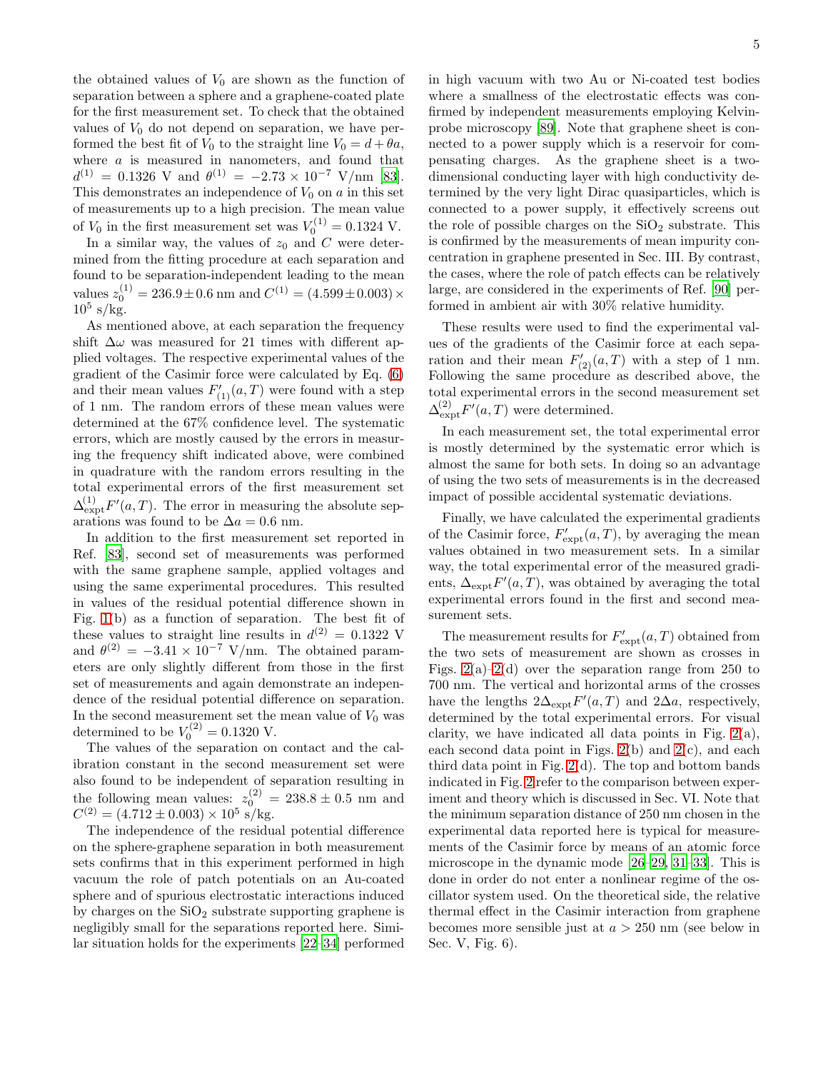the obtained values of $V_0$ are shown as the function of separation between a sphere and a graphene-coated plate for the first measurement set. To check that the obtained values of $V_0$ do not depend on separation, we have performed the best fit of $V_0$ to the straight line $V_0 = d + \theta a$, where $a$ is measured in nanometers, and found that $d^{(1)} = 0.1326$ V and $\theta^{(1)} = -2.73 \times 10^{-7}$ V/nm [83]. This demonstrates an independence of $V_0$ on $a$ in this set of measurements up to a high precision. The mean value of $V_0$ in the first measurement set was $V_0^{(1)} = 0.1324$ V.

In a similar way, the values of $z_0$ and $C$ were determined from the fitting procedure at each separation and found to be separation-independent leading to the mean values $z_0^{(1)} = 236.9 \pm 0.6$ nm and $C^{(1)} = (4.599 \pm 0.003) \times 10^5$ s/kg.

As mentioned above, at each separation the frequency shift $\Delta\omega$ was measured for 21 times with different applied voltages. The respective experimental values of the gradient of the Casimir force were calculated by Eq. (6) and their mean values $F'_{(1)}(a,T)$ were found with a step of 1 nm. The random errors of these mean values were determined at the 67% confidence level. The systematic errors, which are mostly caused by the errors in measuring the frequency shift indicated above, were combined in quadrature with the random errors resulting in the total experimental errors of the first measurement set $\Delta^{(1)}_{\rm expt}F'(a,T)$. The error in measuring the absolute separations was found to be $\Delta a = 0.6$ nm.

In addition to the first measurement set reported in Ref. [83], second set of measurements was performed with the same graphene sample, applied voltages and using the same experimental procedures. This resulted in values of the residual potential difference shown in Fig. 1(b) as a function of separation. The best fit of these values to straight line results in $d^{(2)} = 0.1322$ V and $\theta^{(2)} = -3.41 \times 10^{-7}$ V/nm. The obtained parameters are only slightly different from those in the first set of measurements and again demonstrate an independence of the residual potential difference on separation. In the second measurement set the mean value of $V_0$ was determined to be $V_0^{(2)} = 0.1320$ V.

The values of the separation on contact and the calibration constant in the second measurement set were also found to be independent of separation resulting in the following mean values: $z_0^{(2)} = 238.8 \pm 0.5$ nm and $C^{(2)} = (4.712 \pm 0.003) \times 10^5$ s/kg.

The independence of the residual potential difference on the sphere-graphene separation in both measurement sets confirms that in this experiment performed in high vacuum the role of patch potentials on an Au-coated sphere and of spurious electrostatic interactions induced by charges on the $SiO_2$ substrate supporting graphene is negligibly small for the separations reported here. Similar situation holds for the experiments [22–34] performed in high vacuum with two Au or Ni-coated test bodies where a smallness of the electrostatic effects was confirmed by independent measurements employing Kelvin-probe microscopy [89]. Note that graphene sheet is connected to a power supply which is a reservoir for compensating charges. As the graphene sheet is a two-dimensional conducting layer with high conductivity determined by the very light Dirac quasiparticles, which is connected to a power supply, it effectively screens out the role of possible charges on the $SiO_2$ substrate. This is confirmed by the measurements of mean impurity concentration in graphene presented in Sec. III. By contrast, the cases, where the role of patch effects can be relatively large, are considered in the experiments of Ref. [90] performed in ambient air with 30% relative humidity.

These results were used to find the experimental values of the gradients of the Casimir force at each separation and their mean $F'_{(2)}(a,T)$ with a step of 1 nm. Following the same procedure as described above, the total experimental errors in the second measurement set $\Delta^{(2)}_{\rm expt}F'(a,T)$ were determined.

In each measurement set, the total experimental error is mostly determined by the systematic error which is almost the same for both sets. In doing so an advantage of using the two sets of measurements is in the decreased impact of possible accidental systematic deviations.

Finally, we have calculated the experimental gradients of the Casimir force, $F'_{\rm expt}(a,T)$, by averaging the mean values obtained in two measurement sets. In a similar way, the total experimental error of the measured gradients, $\Delta_{\rm expt}F'(a,T)$, was obtained by averaging the total experimental errors found in the first and second measurement sets.

The measurement results for $F'_{\rm expt}(a,T)$ obtained from the two sets of measurement are shown as crosses in Figs. 2(a)–2(d) over the separation range from 250 to 700 nm. The vertical and horizontal arms of the crosses have the lengths $2\Delta_{\rm expt}F'(a,T)$ and $2\Delta a$, respectively, determined by the total experimental errors. For visual clarity, we have indicated all data points in Fig. 2(a), each second data point in Figs. 2(b) and 2(c), and each third data point in Fig. 2(d). The top and bottom bands indicated in Fig. 2 refer to the comparison between experiment and theory which is discussed in Sec. VI. Note that the minimum separation distance of 250 nm chosen in the experimental data reported here is typical for measurements of the Casimir force by means of an atomic force microscope in the dynamic mode [26–29, 31–33]. This is done in order do not enter a nonlinear regime of the oscillator system used. On the theoretical side, the relative thermal effect in the Casimir interaction from graphene becomes more sensible just at $a > 250$ nm (see below in Sec. V, Fig. 6).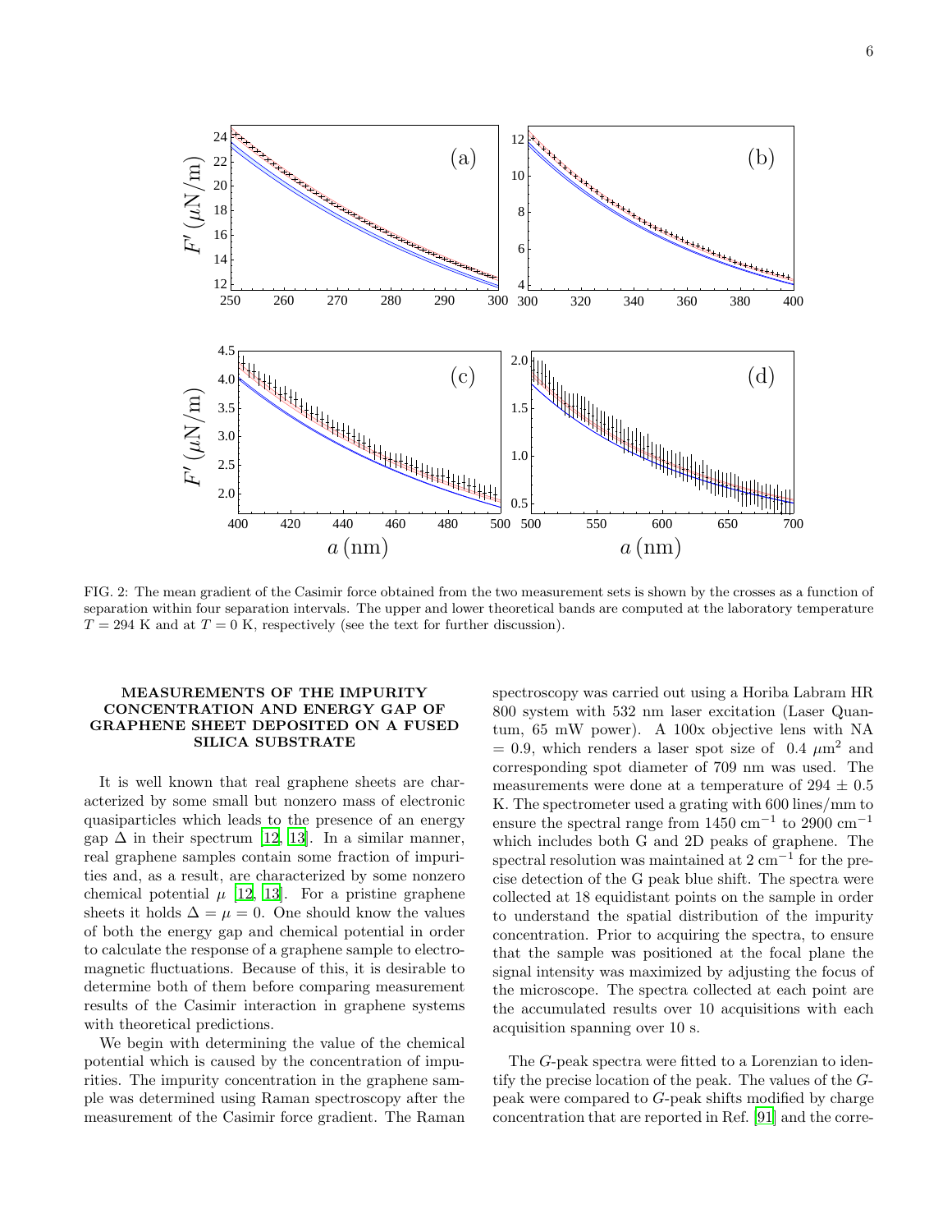FIG. 2: The mean gradient of the Casimir force obtained from the two measurement sets is shown by the crosses as a function of separation within four separation intervals. The upper and lower theoretical bands are computed at the laboratory temperature $T = 294$ K and at $T = 0$ K, respectively (see the text for further discussion).

## MEASUREMENTS OF THE IMPURITY CONCENTRATION AND ENERGY GAP OF GRAPHENE SHEET DEPOSITED ON A FUSED SILICA SUBSTRATE

It is well known that real graphene sheets are characterized by some small but nonzero mass of electronic quasiparticles which leads to the presence of an energy gap $\Delta$ in their spectrum [12, 13]. In a similar manner, real graphene samples contain some fraction of impurities and, as a result, are characterized by some nonzero chemical potential $\mu$ [12, 13]. For a pristine graphene sheets it holds $\Delta = \mu = 0$. One should know the values of both the energy gap and chemical potential in order to calculate the response of a graphene sample to electromagnetic fluctuations. Because of this, it is desirable to determine both of them before comparing measurement results of the Casimir interaction in graphene systems with theoretical predictions.

We begin with determining the value of the chemical potential which is caused by the concentration of impurities. The impurity concentration in the graphene sample was determined using Raman spectroscopy after the measurement of the Casimir force gradient. The Raman spectroscopy was carried out using a Horiba Labram HR 800 system with 532 nm laser excitation (Laser Quantum, 65 mW power). A 100x objective lens with NA = 0.9, which renders a laser spot size of 0.4 $\mu\text{m}^2$ and corresponding spot diameter of 709 nm was used. The measurements were done at a temperature of 294 $\pm$ 0.5 K. The spectrometer used a grating with 600 lines/mm to ensure the spectral range from 1450 $\text{cm}^{-1}$ to 2900 $\text{cm}^{-1}$ which includes both G and 2D peaks of graphene. The spectral resolution was maintained at 2 $\text{cm}^{-1}$ for the precise detection of the G peak blue shift. The spectra were collected at 18 equidistant points on the sample in order to understand the spatial distribution of the impurity concentration. Prior to acquiring the spectra, to ensure that the sample was positioned at the focal plane the signal intensity was maximized by adjusting the focus of the microscope. The spectra collected at each point are the accumulated results over 10 acquisitions with each acquisition spanning over 10 s.

The *G*-peak spectra were fitted to a Lorenzian to identify the precise location of the peak. The values of the *G*-peak were compared to *G*-peak shifts modified by charge concentration that are reported in Ref. [91] and the corre-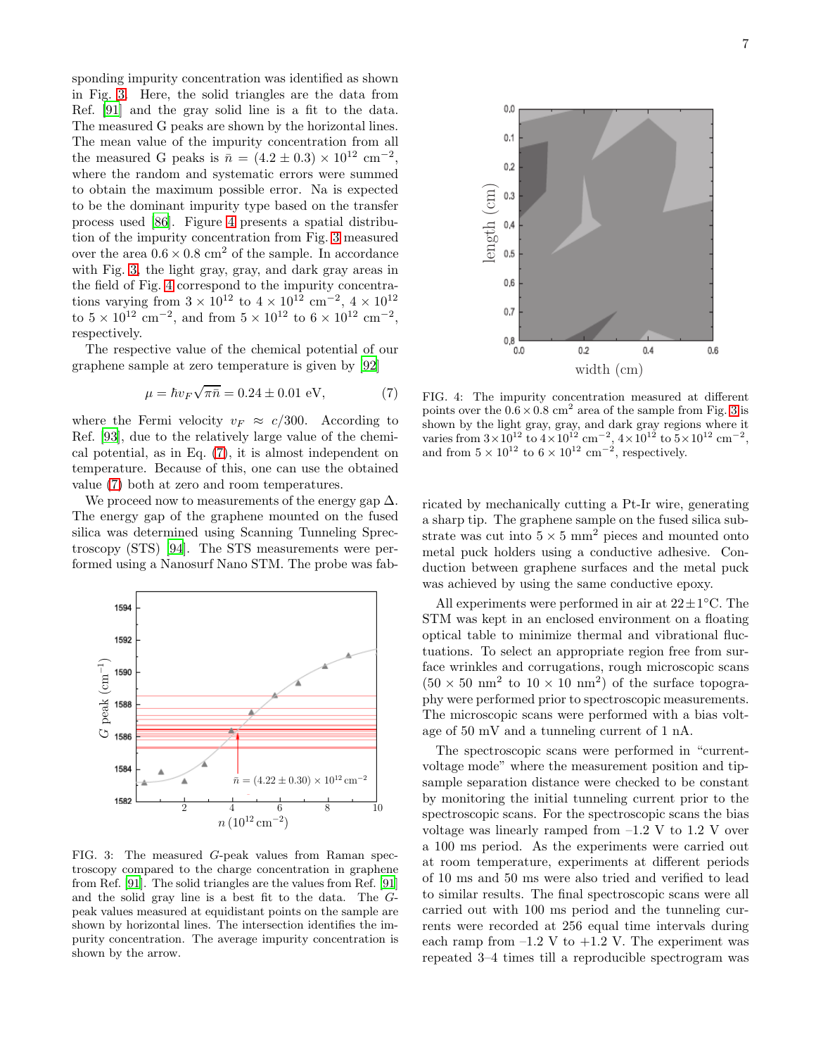sponding impurity concentration was identified as shown in Fig. 3. Here, the solid triangles are the data from Ref. [91] and the gray solid line is a fit to the data. The measured G peaks are shown by the horizontal lines. The mean value of the impurity concentration from all the measured G peaks is $\bar{n} = (4.2 \pm 0.3) \times 10^{12}$ cm$^{-2}$, where the random and systematic errors were summed to obtain the maximum possible error. Na is expected to be the dominant impurity type based on the transfer process used [86]. Figure 4 presents a spatial distribution of the impurity concentration from Fig. 3 measured over the area $0.6 \times 0.8$ cm$^2$ of the sample. In accordance with Fig. 3, the light gray, gray, and dark gray areas in the field of Fig. 4 correspond to the impurity concentrations varying from $3 \times 10^{12}$ to $4 \times 10^{12}$ cm$^{-2}$, $4 \times 10^{12}$ to $5 \times 10^{12}$ cm$^{-2}$, and from $5 \times 10^{12}$ to $6 \times 10^{12}$ cm$^{-2}$, respectively.

The respective value of the chemical potential of our graphene sample at zero temperature is given by [92]

$$\mu = \hbar v_F \sqrt{\pi \bar{n}} = 0.24 \pm 0.01 \text{ eV}, \qquad (7)$$

where the Fermi velocity $v_F \approx c/300$. According to Ref. [93], due to the relatively large value of the chemical potential, as in Eq. (7), it is almost independent on temperature. Because of this, one can use the obtained value (7) both at zero and room temperatures.

We proceed now to measurements of the energy gap $\Delta$. The energy gap of the graphene mounted on the fused silica was determined using Scanning Tunneling Sprectroscopy (STS) [94]. The STS measurements were performed using a Nanosurf Nano STM. The probe was fabricated by mechanically cutting a Pt-Ir wire, generating a sharp tip. The graphene sample on the fused silica substrate was cut into $5 \times 5$ mm$^2$ pieces and mounted onto metal puck holders using a conductive adhesive. Conduction between graphene surfaces and the metal puck was achieved by using the same conductive epoxy.

FIG. 3: The measured $G$-peak values from Raman spectroscopy compared to the charge concentration in graphene from Ref. [91]. The solid triangles are the values from Ref. [91] and the solid gray line is a best fit to the data. The $G$-peak values measured at equidistant points on the sample are shown by horizontal lines. The intersection identifies the impurity concentration. The average impurity concentration is shown by the arrow.

FIG. 4: The impurity concentration measured at different points over the $0.6 \times 0.8$ cm$^2$ area of the sample from Fig. 3 is shown by the light gray, gray, and dark gray regions where it varies from $3 \times 10^{12}$ to $4 \times 10^{12}$ cm$^{-2}$, $4 \times 10^{12}$ to $5 \times 10^{12}$ cm$^{-2}$, and from $5 \times 10^{12}$ to $6 \times 10^{12}$ cm$^{-2}$, respectively.

All experiments were performed in air at $22 \pm 1$°C. The STM was kept in an enclosed environment on a floating optical table to minimize thermal and vibrational fluctuations. To select an appropriate region free from surface wrinkles and corrugations, rough microscopic scans ($50 \times 50$ nm$^2$ to $10 \times 10$ nm$^2$) of the surface topography were performed prior to spectroscopic measurements. The microscopic scans were performed with a bias voltage of 50 mV and a tunneling current of 1 nA.

The spectroscopic scans were performed in "current-voltage mode" where the measurement position and tip-sample separation distance were checked to be constant by monitoring the initial tunneling current prior to the spectroscopic scans. For the spectroscopic scans the bias voltage was linearly ramped from –1.2 V to 1.2 V over a 100 ms period. As the experiments were carried out at room temperature, experiments at different periods of 10 ms and 50 ms were also tried and verified to lead to similar results. The final spectroscopic scans were all carried out with 100 ms period and the tunneling currents were recorded at 256 equal time intervals during each ramp from –1.2 V to +1.2 V. The experiment was repeated 3–4 times till a reproducible spectrogram was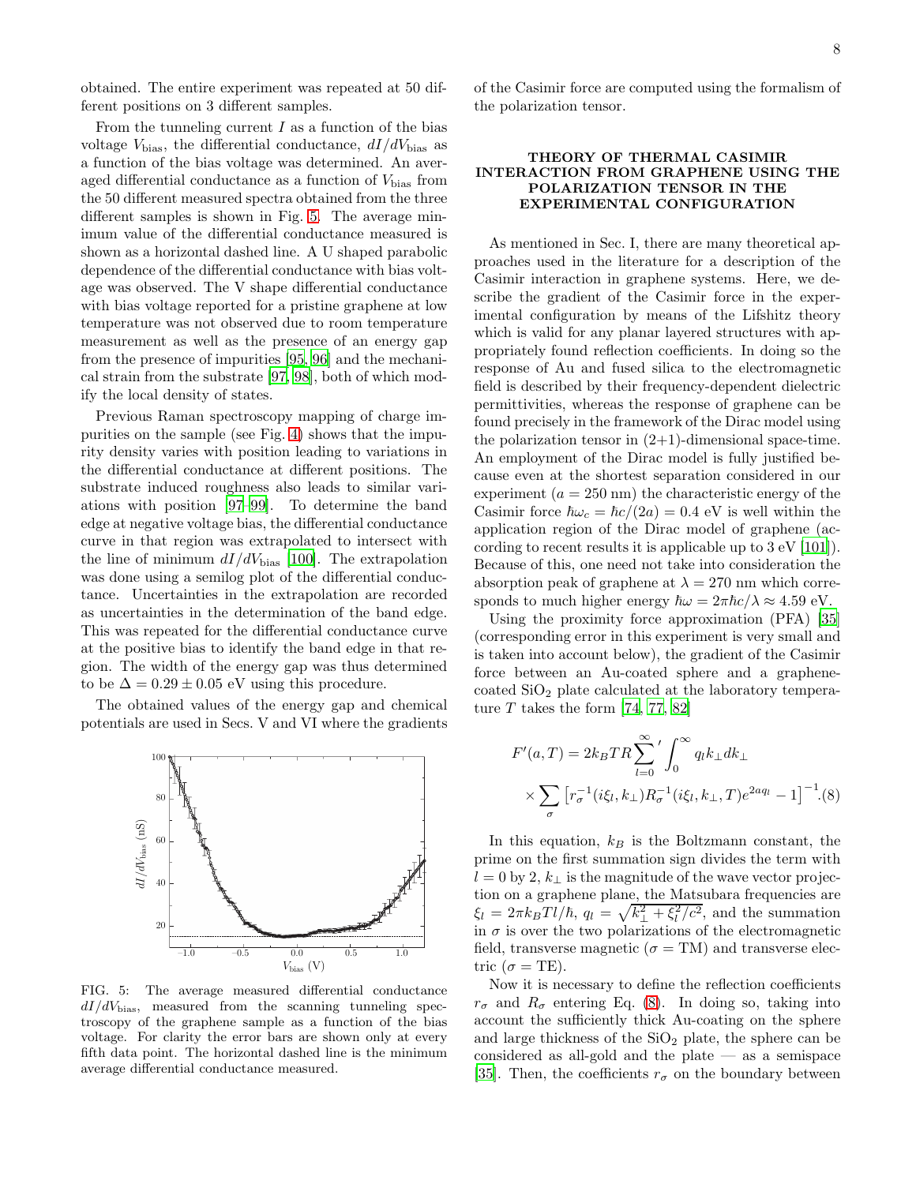obtained. The entire experiment was repeated at 50 different positions on 3 different samples.

From the tunneling current $I$ as a function of the bias voltage $V_{\rm bias}$, the differential conductance, $dI/dV_{\rm bias}$ as a function of the bias voltage was determined. An averaged differential conductance as a function of $V_{\rm bias}$ from the 50 different measured spectra obtained from the three different samples is shown in Fig. 5. The average minimum value of the differential conductance measured is shown as a horizontal dashed line. A U shaped parabolic dependence of the differential conductance with bias voltage was observed. The V shape differential conductance with bias voltage reported for a pristine graphene at low temperature was not observed due to room temperature measurement as well as the presence of an energy gap from the presence of impurities [95, 96] and the mechanical strain from the substrate [97, 98], both of which modify the local density of states.

Previous Raman spectroscopy mapping of charge impurities on the sample (see Fig. 4) shows that the impurity density varies with position leading to variations in the differential conductance at different positions. The substrate induced roughness also leads to similar variations with position [97–99]. To determine the band edge at negative voltage bias, the differential conductance curve in that region was extrapolated to intersect with the line of minimum $dI/dV_{\rm bias}$ [100]. The extrapolation was done using a semilog plot of the differential conductance. Uncertainties in the extrapolation are recorded as uncertainties in the determination of the band edge. This was repeated for the differential conductance curve at the positive bias to identify the band edge in that region. The width of the energy gap was thus determined to be $\Delta = 0.29 \pm 0.05$ eV using this procedure.

The obtained values of the energy gap and chemical potentials are used in Secs. V and VI where the gradients of the Casimir force are computed using the formalism of the polarization tensor.

FIG. 5: The average measured differential conductance $dI/dV_{\rm bias}$, measured from the scanning tunneling spectroscopy of the graphene sample as a function of the bias voltage. For clarity the error bars are shown only at every fifth data point. The horizontal dashed line is the minimum average differential conductance measured.

## THEORY OF THERMAL CASIMIR INTERACTION FROM GRAPHENE USING THE POLARIZATION TENSOR IN THE EXPERIMENTAL CONFIGURATION

As mentioned in Sec. I, there are many theoretical approaches used in the literature for a description of the Casimir interaction in graphene systems. Here, we describe the gradient of the Casimir force in the experimental configuration by means of the Lifshitz theory which is valid for any planar layered structures with appropriately found reflection coefficients. In doing so the response of Au and fused silica to the electromagnetic field is described by their frequency-dependent dielectric permittivities, whereas the response of graphene can be found precisely in the framework of the Dirac model using the polarization tensor in (2+1)-dimensional space-time. An employment of the Dirac model is fully justified because even at the shortest separation considered in our experiment ($a = 250$ nm) the characteristic energy of the Casimir force $\hbar\omega_c = \hbar c/(2a) = 0.4$ eV is well within the application region of the Dirac model of graphene (according to recent results it is applicable up to 3 eV [101]). Because of this, one need not take into consideration the absorption peak of graphene at $\lambda = 270$ nm which corresponds to much higher energy $\hbar\omega = 2\pi\hbar c/\lambda \approx 4.59$ eV.

Using the proximity force approximation (PFA) [35] (corresponding error in this experiment is very small and is taken into account below), the gradient of the Casimir force between an Au-coated sphere and a graphene-coated $SiO_2$ plate calculated at the laboratory temperature $T$ takes the form [74, 77, 82]

$$F'(a,T) = 2k_BTR\sum_{l=0}^{\infty}{}' \int_0^{\infty} q_l k_\perp dk_\perp \times \sum_\sigma \left[ r_\sigma^{-1}(i\xi_l, k_\perp) R_\sigma^{-1}(i\xi_l, k_\perp, T) e^{2aq_l} - 1 \right]^{-1}. \quad (8)$$

In this equation, $k_B$ is the Boltzmann constant, the prime on the first summation sign divides the term with $l = 0$ by 2, $k_\perp$ is the magnitude of the wave vector projection on a graphene plane, the Matsubara frequencies are $\xi_l = 2\pi k_B T l/\hbar$, $q_l = \sqrt{k_\perp^2 + \xi_l^2/c^2}$, and the summation in $\sigma$ is over the two polarizations of the electromagnetic field, transverse magnetic ($\sigma$ = TM) and transverse electric ($\sigma$ = TE).

Now it is necessary to define the reflection coefficients $r_\sigma$ and $R_\sigma$ entering Eq. (8). In doing so, taking into account the sufficiently thick Au-coating on the sphere and large thickness of the $SiO_2$ plate, the sphere can be considered as all-gold and the plate — as a semispace [35]. Then, the coefficients $r_\sigma$ on the boundary between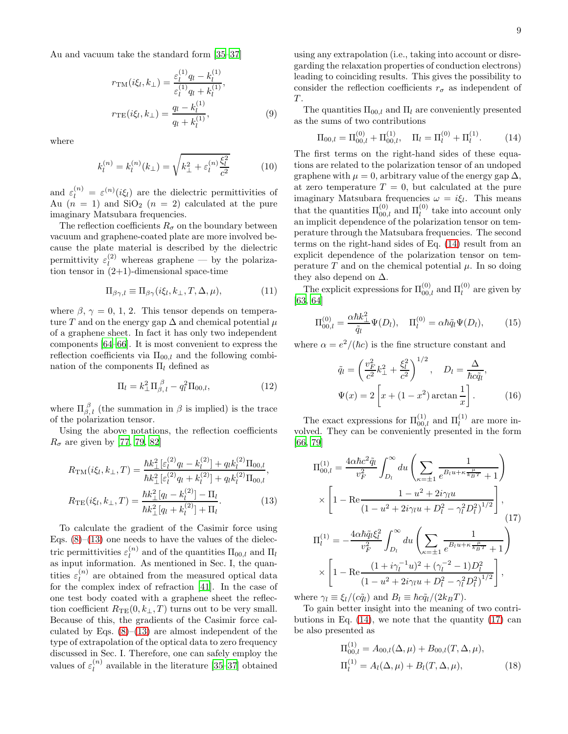Au and vacuum take the standard form [35–37]

$$
r_{\rm TM}(i\xi_l,k_\perp)=\frac{\varepsilon_l^{(1)}q_l-k_l^{(1)}}{\varepsilon_l^{(1)}q_l+k_l^{(1)}},
$$
$$
r_{\rm TE}(i\xi_l,k_\perp)=\frac{q_l-k_l^{(1)}}{q_l+k_l^{(1)}}, \tag{9}
$$

where

$$
k_l^{(n)}=k_l^{(n)}(k_\perp)=\sqrt{k_\perp^2+\varepsilon_l^{(n)}\frac{\xi_l^2}{c^2}} \tag{10}
$$

and $\varepsilon_l^{(n)}=\varepsilon^{(n)}(i\xi_l)$ are the dielectric permittivities of Au ($n=1$) and $SiO_2$ ($n=2$) calculated at the pure imaginary Matsubara frequencies.

The reflection coefficients $R_\sigma$ on the boundary between vacuum and graphene-coated plate are more involved because the plate material is described by the dielectric permittivity $\varepsilon_l^{(2)}$ whereas graphene — by the polarization tensor in (2+1)-dimensional space-time

$$
\Pi_{\beta\gamma,l}\equiv\Pi_{\beta\gamma}(i\xi_l,k_\perp,T,\Delta,\mu), \tag{11}
$$

where $\beta,\gamma=0,1,2$. This tensor depends on temperature $T$ and on the energy gap $\Delta$ and chemical potential $\mu$ of a graphene sheet. In fact it has only two independent components [64–66]. It is most convenient to express the reflection coefficients via $\Pi_{00,l}$ and the following combination of the components $\Pi_l$ defined as

$$
\Pi_l=k_\perp^2\Pi_{\beta,\,l}^{\,\beta}-q_l^2\Pi_{00,l}, \tag{12}
$$

where $\Pi_{\beta,\,l}^{\,\beta}$ (the summation in $\beta$ is implied) is the trace of the polarization tensor.

Using the above notations, the reflection coefficients $R_\sigma$ are given by [77, 79, 82]

$$
R_{\rm TM}(i\xi_l,k_\perp,T)=\frac{\hbar k_\perp^2[\varepsilon_l^{(2)}q_l-k_l^{(2)}]+q_lk_l^{(2)}\Pi_{00,l}}{\hbar k_\perp^2[\varepsilon_l^{(2)}q_l+k_l^{(2)}]+q_lk_l^{(2)}\Pi_{00,l}},
$$
$$
R_{\rm TE}(i\xi_l,k_\perp,T)=\frac{\hbar k_\perp^2[q_l-k_l^{(2)}]-\Pi_l}{\hbar k_\perp^2[q_l+k_l^{(2)}]+\Pi_l}. \tag{13}
$$

To calculate the gradient of the Casimir force using Eqs. (8)–(13) one needs to have the values of the dielectric permittivities $\varepsilon_l^{(n)}$ and of the quantities $\Pi_{00,l}$ and $\Pi_l$ as input information. As mentioned in Sec. I, the quantities $\varepsilon_l^{(n)}$ are obtained from the measured optical data for the complex index of refraction [41]. In the case of one test body coated with a graphene sheet the reflection coefficient $R_{\rm TE}(0,k_\perp,T)$ turns out to be very small. Because of this, the gradients of the Casimir force calculated by Eqs. (8)–(13) are almost independent of the type of extrapolation of the optical data to zero frequency discussed in Sec. I. Therefore, one can safely employ the values of $\varepsilon_l^{(n)}$ available in the literature [35–37] obtained using any extrapolation (i.e., taking into account or disregarding the relaxation properties of conduction electrons) leading to coinciding results. This gives the possibility to consider the reflection coefficients $r_\sigma$ as independent of $T$.

The quantities $\Pi_{00,l}$ and $\Pi_l$ are conveniently presented as the sums of two contributions

$$
\Pi_{00,l}=\Pi_{00,l}^{(0)}+\Pi_{00,l}^{(1)},\quad \Pi_l=\Pi_l^{(0)}+\Pi_l^{(1)}. \tag{14}
$$

The first terms on the right-hand sides of these equations are related to the polarization tensor of an undoped graphene with $\mu=0$, arbitrary value of the energy gap $\Delta$, at zero temperature $T=0$, but calculated at the pure imaginary Matsubara frequencies $\omega=i\xi_l$. This means that the quantities $\Pi_{00,l}^{(0)}$ and $\Pi_l^{(0)}$ take into account only an implicit dependence of the polarization tensor on temperature through the Matsubara frequencies. The second terms on the right-hand sides of Eq. (14) result from an explicit dependence of the polarization tensor on temperature $T$ and on the chemical potential $\mu$. In so doing they also depend on $\Delta$.

The explicit expressions for $\Pi_{00,l}^{(0)}$ and $\Pi_l^{(0)}$ are given by [63, 64]

$$
\Pi_{00,l}^{(0)}=\frac{\alpha\hbar k_\perp^2}{\tilde{q}_l}\Psi(D_l),\quad \Pi_l^{(0)}=\alpha\hbar\tilde{q}_l\Psi(D_l), \tag{15}
$$

where $\alpha=e^2/(\hbar c)$ is the fine structure constant and

$$
\tilde{q}_l=\left(\frac{v_F^2}{c^2}k_\perp^2+\frac{\xi_l^2}{c^2}\right)^{1/2},\quad D_l=\frac{\Delta}{\hbar c\tilde{q}_l},
$$
$$
\Psi(x)=2\left[x+(1-x^2)\arctan\frac{1}{x}\right]. \tag{16}
$$

The exact expressions for $\Pi_{00,l}^{(1)}$ and $\Pi_l^{(1)}$ are more involved. They can be conveniently presented in the form [66, 79]

$$
\Pi_{00,l}^{(1)}=\frac{4\alpha\hbar c^2\tilde{q}_l}{v_F^2}\int_{D_l}^{\infty}du\left(\sum_{\kappa=\pm1}\frac{1}{e^{B_lu+\kappa\frac{\mu}{k_BT}}+1}\right)
\times\left[1-{\rm Re}\frac{1-u^2+2i\gamma_lu}{(1-u^2+2i\gamma_lu+D_l^2-\gamma_l^2D_l^2)^{1/2}}\right],
$$
$$
\Pi_l^{(1)}=-\frac{4\alpha\hbar\tilde{q}_l\xi_l^2}{v_F^2}\int_{D_l}^{\infty}du\left(\sum_{\kappa=\pm1}\frac{1}{e^{B_lu+\kappa\frac{\mu}{k_BT}}+1}\right)
\times\left[1-{\rm Re}\frac{(1+i\gamma_l^{-1}u)^2+(\gamma_l^{-2}-1)D_l^2}{(1-u^2+2i\gamma_lu+D_l^2-\gamma_l^2D_l^2)^{1/2}}\right], \tag{17}
$$

where $\gamma_l\equiv\xi_l/(c\tilde{q}_l)$ and $B_l\equiv\hbar c\tilde{q}_l/(2k_BT)$.

To gain better insight into the meaning of two contributions in Eq. (14), we note that the quantity (17) can be also presented as

$$
\Pi_{00,l}^{(1)}=A_{00,l}(\Delta,\mu)+B_{00,l}(T,\Delta,\mu),
$$
$$
\Pi_l^{(1)}=A_l(\Delta,\mu)+B_l(T,\Delta,\mu), \tag{18}
$$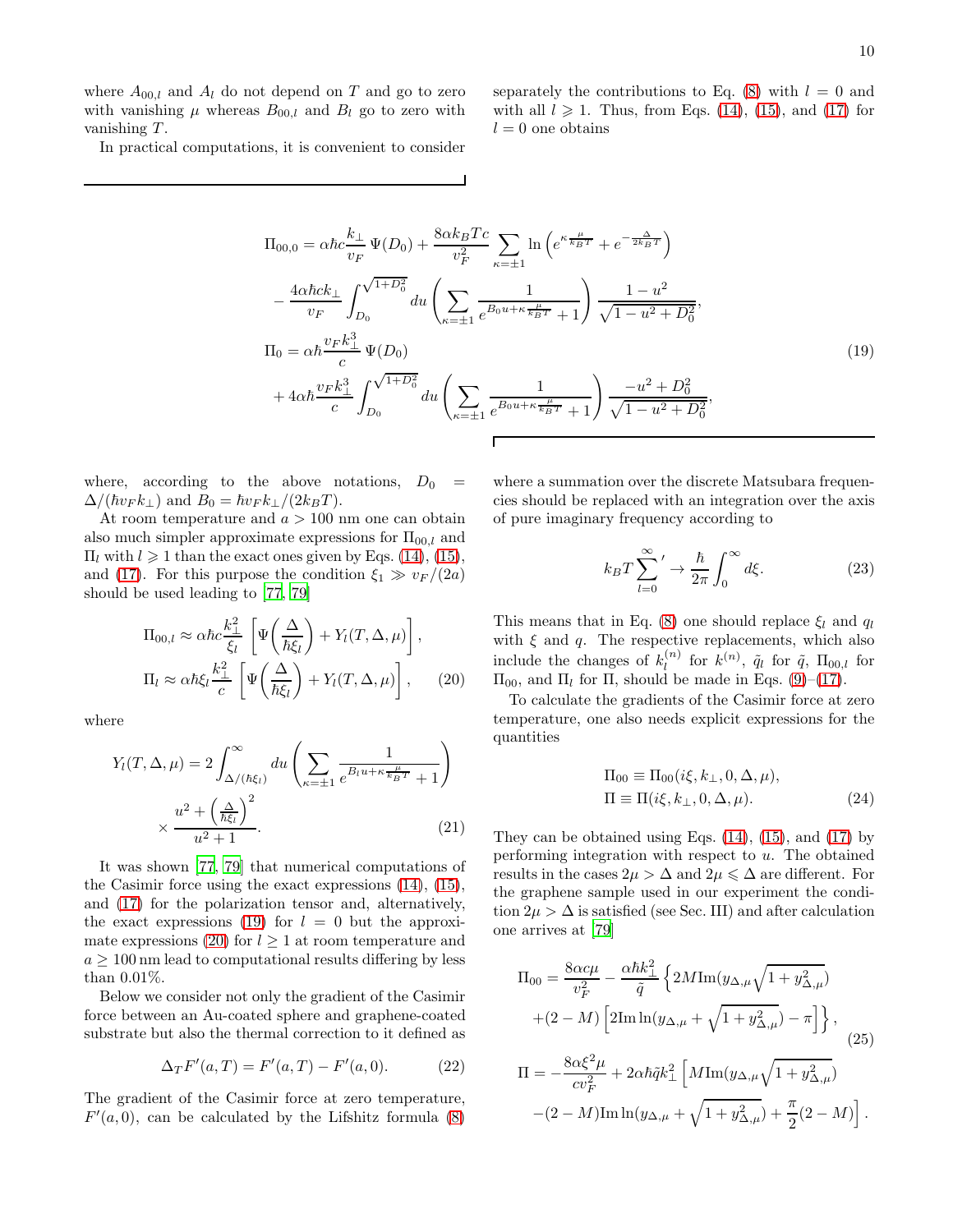where $A_{00,l}$ and $A_l$ do not depend on $T$ and go to zero with vanishing $\mu$ whereas $B_{00,l}$ and $B_l$ go to zero with vanishing $T$.

In practical computations, it is convenient to consider separately the contributions to Eq. (8) with $l = 0$ and with all $l \geqslant 1$. Thus, from Eqs. (14), (15), and (17) for $l = 0$ one obtains

$$
\begin{aligned}
\Pi_{00,0} =& \alpha\hbar c \frac{k_\perp}{v_F}\,\Psi(D_0) + \frac{8\alpha k_B T c}{v_F^2}\sum_{\kappa=\pm1}\ln\left(e^{\kappa\frac{\mu}{k_BT}} + e^{-\frac{\Delta}{2k_BT}}\right) \\
&- \frac{4\alpha\hbar c k_\perp}{v_F}\int_{D_0}^{\sqrt{1+D_0^2}} du \left(\sum_{\kappa=\pm1}\frac{1}{e^{B_0 u + \kappa\frac{\mu}{k_BT}} + 1}\right)\frac{1-u^2}{\sqrt{1-u^2+D_0^2}}, \\
\Pi_0 =& \alpha\hbar\frac{v_F k_\perp^3}{c}\,\Psi(D_0) \\
&+ 4\alpha\hbar\frac{v_F k_\perp^3}{c}\int_{D_0}^{\sqrt{1+D_0^2}} du \left(\sum_{\kappa=\pm1}\frac{1}{e^{B_0 u + \kappa\frac{\mu}{k_BT}} + 1}\right)\frac{-u^2+D_0^2}{\sqrt{1-u^2+D_0^2}},
\end{aligned}
\tag{19}
$$

where, according to the above notations, $D_0 = \Delta/(\hbar v_F k_\perp)$ and $B_0 = \hbar v_F k_\perp/(2k_BT)$.

At room temperature and $a > 100$ nm one can obtain also much simpler approximate expressions for $\Pi_{00,l}$ and $\Pi_l$ with $l \geqslant 1$ than the exact ones given by Eqs. (14), (15), and (17). For this purpose the condition $\xi_1 \gg v_F/(2a)$ should be used leading to [77, 79]

$$
\begin{aligned}
\Pi_{00,l} &\approx \alpha\hbar c\frac{k_\perp^2}{\xi_l}\left[\Psi\!\left(\frac{\Delta}{\hbar\xi_l}\right) + Y_l(T,\Delta,\mu)\right], \\
\Pi_l &\approx \alpha\hbar\xi_l\frac{k_\perp^2}{c}\left[\Psi\!\left(\frac{\Delta}{\hbar\xi_l}\right) + Y_l(T,\Delta,\mu)\right],
\end{aligned}
\tag{20}
$$

where

$$
Y_l(T,\Delta,\mu) = 2\int_{\Delta/(\hbar\xi_l)}^{\infty} du \left(\sum_{\kappa=\pm1}\frac{1}{e^{B_l u + \kappa\frac{\mu}{k_BT}} + 1}\right) \times \frac{u^2 + \left(\frac{\Delta}{\hbar\xi_l}\right)^2}{u^2+1}. \tag{21}
$$

It was shown [77, 79] that numerical computations of the Casimir force using the exact expressions (14), (15), and (17) for the polarization tensor and, alternatively, the exact expressions (19) for $l = 0$ but the approximate expressions (20) for $l \geq 1$ at room temperature and $a \geq 100$ nm lead to computational results differing by less than 0.01%.

Below we consider not only the gradient of the Casimir force between an Au-coated sphere and graphene-coated substrate but also the thermal correction to it defined as

$$
\Delta_T F'(a,T) = F'(a,T) - F'(a,0). \tag{22}
$$

The gradient of the Casimir force at zero temperature, $F'(a,0)$, can be calculated by the Lifshitz formula (8) where a summation over the discrete Matsubara frequencies should be replaced with an integration over the axis of pure imaginary frequency according to

$$
k_BT\sum_{l=0}^{\infty}{}' \to \frac{\hbar}{2\pi}\int_0^\infty d\xi. \tag{23}
$$

This means that in Eq. (8) one should replace $\xi_l$ and $q_l$ with $\xi$ and $q$. The respective replacements, which also include the changes of $k_l^{(n)}$ for $k^{(n)}$, $\tilde{q}_l$ for $\tilde{q}$, $\Pi_{00,l}$ for $\Pi_{00}$, and $\Pi_l$ for $\Pi$, should be made in Eqs. (9)–(17).

To calculate the gradients of the Casimir force at zero temperature, one also needs explicit expressions for the quantities

$$
\begin{aligned}
\Pi_{00} &\equiv \Pi_{00}(i\xi, k_\perp, 0, \Delta, \mu), \\
\Pi &\equiv \Pi(i\xi, k_\perp, 0, \Delta, \mu).
\end{aligned}
\tag{24}
$$

They can be obtained using Eqs. (14), (15), and (17) by performing integration with respect to $u$. The obtained results in the cases $2\mu > \Delta$ and $2\mu \leqslant \Delta$ are different. For the graphene sample used in our experiment the condition $2\mu > \Delta$ is satisfied (see Sec. III) and after calculation one arrives at [79]

$$
\begin{aligned}
\Pi_{00} =& \frac{8\alpha c\mu}{v_F^2} - \frac{\alpha\hbar k_\perp^2}{\tilde{q}}\left\{2M\,\mathrm{Im}(y_{\Delta,\mu}\sqrt{1+y_{\Delta,\mu}^2}) \right. \\
&\left. + (2-M)\left[2\,\mathrm{Im}\ln(y_{\Delta,\mu} + \sqrt{1+y_{\Delta,\mu}^2}) - \pi\right]\right\}, \\
\Pi =& -\frac{8\alpha\xi^2\mu}{cv_F^2} + 2\alpha\hbar\tilde{q}k_\perp^2\left[M\,\mathrm{Im}(y_{\Delta,\mu}\sqrt{1+y_{\Delta,\mu}^2}) \right. \\
&\left. - (2-M)\,\mathrm{Im}\ln(y_{\Delta,\mu} + \sqrt{1+y_{\Delta,\mu}^2}) + \frac{\pi}{2}(2-M)\right].
\end{aligned}
\tag{25}
$$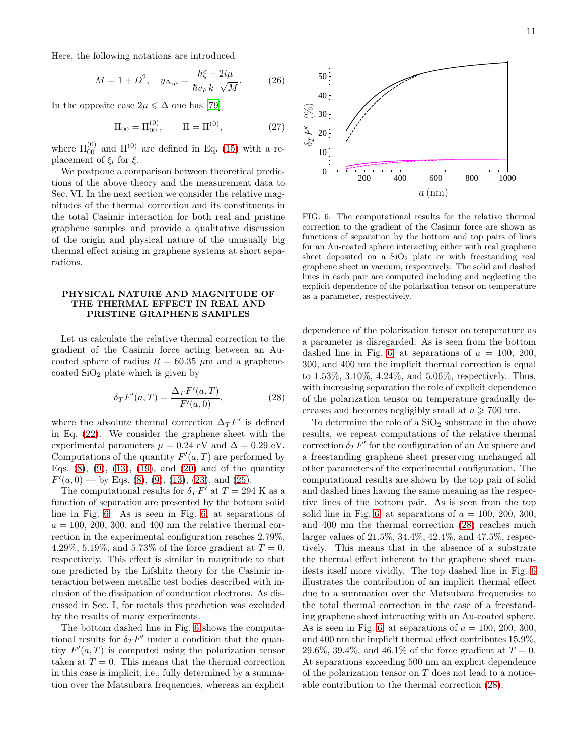Here, the following notations are introduced

$$M = 1 + D^2, \quad y_{\Delta,\mu} = \frac{\hbar\xi + 2i\mu}{\hbar v_F k_\perp \sqrt{M}}. \tag{26}$$

In the opposite case $2\mu \leqslant \Delta$ one has [79]

$$\Pi_{00} = \Pi_{00}^{(0)}, \qquad \Pi = \Pi^{(0)}, \tag{27}$$

where $\Pi_{00}^{(0)}$ and $\Pi^{(0)}$ are defined in Eq. (15) with a replacement of $\xi_l$ for $\xi$.

We postpone a comparison between theoretical predictions of the above theory and the measurement data to Sec. VI. In the next section we consider the relative magnitudes of the thermal correction and its constituents in the total Casimir interaction for both real and pristine graphene samples and provide a qualitative discussion of the origin and physical nature of the unusually big thermal effect arising in graphene systems at short separations.

## PHYSICAL NATURE AND MAGNITUDE OF THE THERMAL EFFECT IN REAL AND PRISTINE GRAPHENE SAMPLES

Let us calculate the relative thermal correction to the gradient of the Casimir force acting between an Au-coated sphere of radius $R = 60.35\ \mu$m and a graphene-coated $SiO_2$ plate which is given by

$$\delta_T F'(a,T) = \frac{\Delta_T F'(a,T)}{F'(a,0)}, \tag{28}$$

where the absolute thermal correction $\Delta_T F'$ is defined in Eq. (22). We consider the graphene sheet with the experimental parameters $\mu = 0.24$ eV and $\Delta = 0.29$ eV. Computations of the quantity $F'(a,T)$ are performed by Eqs. (8), (9), (13), (19), and (20) and of the quantity $F'(a,0)$ — by Eqs. (8), (9), (13), (23), and (25).

The computational results for $\delta_T F'$ at $T = 294$ K as a function of separation are presented by the bottom solid line in Fig. 6. As is seen in Fig. 6, at separations of $a = 100$, 200, 300, and 400 nm the relative thermal correction in the experimental configuration reaches 2.79%, 4.29%, 5.19%, and 5.73% of the force gradient at $T = 0$, respectively. This effect is similar in magnitude to that one predicted by the Lifshitz theory for the Casimir interaction between metallic test bodies described with inclusion of the dissipation of conduction electrons. As discussed in Sec. I, for metals this prediction was excluded by the results of many experiments.

The bottom dashed line in Fig. 6 shows the computational results for $\delta_T F'$ under a condition that the quantity $F'(a,T)$ is computed using the polarization tensor taken at $T = 0$. This means that the thermal correction in this case is implicit, i.e., fully determined by a summation over the Matsubara frequencies, whereas an explicit dependence of the polarization tensor on temperature as a parameter is disregarded. As is seen from the bottom dashed line in Fig. 6, at separations of $a = 100$, 200, 300, and 400 nm the implicit thermal correction is equal to 1.53%, 3.10%, 4.24%, and 5.06%, respectively. Thus, with increasing separation the role of explicit dependence of the polarization tensor on temperature gradually decreases and becomes negligibly small at $a \geqslant 700$ nm.

FIG. 6: The computational results for the relative thermal correction to the gradient of the Casimir force are shown as functions of separation by the bottom and top pairs of lines for an Au-coated sphere interacting either with real graphene sheet deposited on a $SiO_2$ plate or with freestanding real graphene sheet in vacuum, respectively. The solid and dashed lines in each pair are computed including and neglecting the explicit dependence of the polarization tensor on temperature as a parameter, respectively.

To determine the role of a $SiO_2$ substrate in the above results, we repeat computations of the relative thermal correction $\delta_T F'$ for the configuration of an Au sphere and a freestanding graphene sheet preserving unchanged all other parameters of the experimental configuration. The computational results are shown by the top pair of solid and dashed lines having the same meaning as the respective lines of the bottom pair. As is seen from the top solid line in Fig. 6, at separations of $a = 100$, 200, 300, and 400 nm the thermal correction (28) reaches much larger values of 21.5%, 34.4%, 42.4%, and 47.5%, respectively. This means that in the absence of a substrate the thermal effect inherent to the graphene sheet manifests itself more vividly. The top dashed line in Fig. 6 illustrates the contribution of an implicit thermal effect due to a summation over the Matsubara frequencies to the total thermal correction in the case of a freestanding graphene sheet interacting with an Au-coated sphere. As is seen in Fig. 6, at separations of $a = 100$, 200, 300, and 400 nm the implicit thermal effect contributes 15.9%, 29.6%, 39.4%, and 46.1% of the force gradient at $T = 0$. At separations exceeding 500 nm an explicit dependence of the polarization tensor on $T$ does not lead to a noticeable contribution to the thermal correction (28).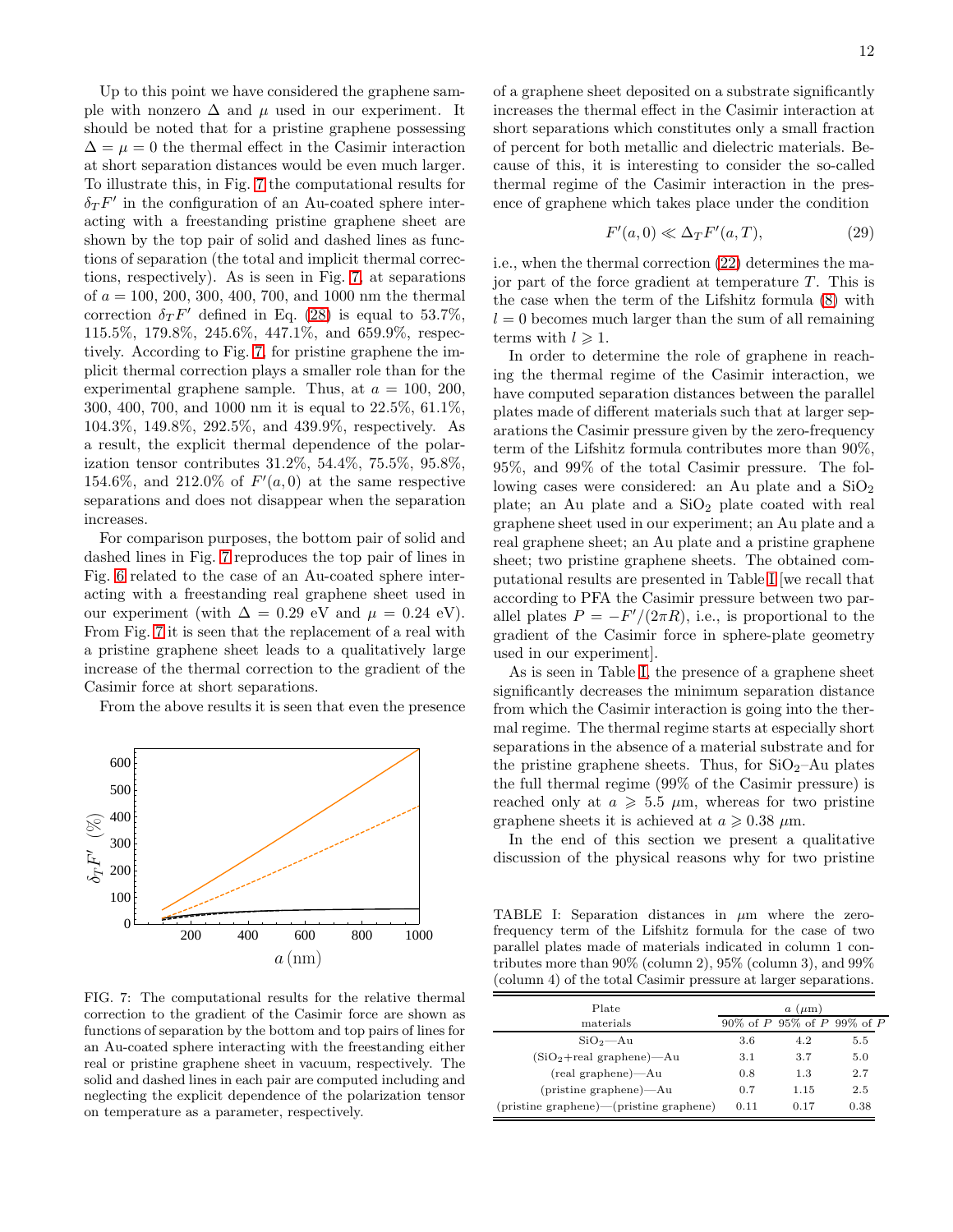Up to this point we have considered the graphene sample with nonzero $\Delta$ and $\mu$ used in our experiment. It should be noted that for a pristine graphene possessing $\Delta = \mu = 0$ the thermal effect in the Casimir interaction at short separation distances would be even much larger. To illustrate this, in Fig. 7 the computational results for $\delta_T F'$ in the configuration of an Au-coated sphere interacting with a freestanding pristine graphene sheet are shown by the top pair of solid and dashed lines as functions of separation (the total and implicit thermal corrections, respectively). As is seen in Fig. 7, at separations of $a = 100$, 200, 300, 400, 700, and 1000 nm the thermal correction $\delta_T F'$ defined in Eq. (28) is equal to 53.7%, 115.5%, 179.8%, 245.6%, 447.1%, and 659.9%, respectively. According to Fig. 7, for pristine graphene the implicit thermal correction plays a smaller role than for the experimental graphene sample. Thus, at $a = 100$, 200, 300, 400, 700, and 1000 nm it is equal to 22.5%, 61.1%, 104.3%, 149.8%, 292.5%, and 439.9%, respectively. As a result, the explicit thermal dependence of the polarization tensor contributes 31.2%, 54.4%, 75.5%, 95.8%, 154.6%, and 212.0% of $F'(a, 0)$ at the same respective separations and does not disappear when the separation increases.

For comparison purposes, the bottom pair of solid and dashed lines in Fig. 7 reproduces the top pair of lines in Fig. 6 related to the case of an Au-coated sphere interacting with a freestanding real graphene sheet used in our experiment (with $\Delta = 0.29$ eV and $\mu = 0.24$ eV). From Fig. 7 it is seen that the replacement of a real with a pristine graphene sheet leads to a qualitatively large increase of the thermal correction to the gradient of the Casimir force at short separations.

From the above results it is seen that even the presence of a graphene sheet deposited on a substrate significantly increases the thermal effect in the Casimir interaction at short separations which constitutes only a small fraction of percent for both metallic and dielectric materials. Because of this, it is interesting to consider the so-called thermal regime of the Casimir interaction in the presence of graphene which takes place under the condition

$$F'(a, 0) \ll \Delta_T F'(a, T), \tag{29}$$

i.e., when the thermal correction (22) determines the major part of the force gradient at temperature $T$. This is the case when the term of the Lifshitz formula (8) with $l = 0$ becomes much larger than the sum of all remaining terms with $l \geqslant 1$.

In order to determine the role of graphene in reaching the thermal regime of the Casimir interaction, we have computed separation distances between the parallel plates made of different materials such that at larger separations the Casimir pressure given by the zero-frequency term of the Lifshitz formula contributes more than 90%, 95%, and 99% of the total Casimir pressure. The following cases were considered: an Au plate and a $SiO_2$ plate; an Au plate and a $SiO_2$ plate coated with real graphene sheet used in our experiment; an Au plate and a real graphene sheet; an Au plate and a pristine graphene sheet; two pristine graphene sheets. The obtained computational results are presented in Table I [we recall that according to PFA the Casimir pressure between two parallel plates $P = -F'/(2\pi R)$, i.e., is proportional to the gradient of the Casimir force in sphere-plate geometry used in our experiment].

As is seen in Table I, the presence of a graphene sheet significantly decreases the minimum separation distance from which the Casimir interaction is going into the thermal regime. The thermal regime starts at especially short separations in the absence of a material substrate and for the pristine graphene sheets. Thus, for $SiO_2$–Au plates the full thermal regime (99% of the Casimir pressure) is reached only at $a \geqslant 5.5$ $\mu$m, whereas for two pristine graphene sheets it is achieved at $a \geqslant 0.38$ $\mu$m.

In the end of this section we present a qualitative discussion of the physical reasons why for two pristine

FIG. 7: The computational results for the relative thermal correction to the gradient of the Casimir force are shown as functions of separation by the bottom and top pairs of lines for an Au-coated sphere interacting with the freestanding either real or pristine graphene sheet in vacuum, respectively. The solid and dashed lines in each pair are computed including and neglecting the explicit dependence of the polarization tensor on temperature as a parameter, respectively.

TABLE I: Separation distances in $\mu$m where the zero-frequency term of the Lifshitz formula for the case of two parallel plates made of materials indicated in column 1 contributes more than 90% (column 2), 95% (column 3), and 99% (column 4) of the total Casimir pressure at larger separations.

| Plate materials | $a$ ($\mu$m) | | |
|---|---|---|---|
| | 90% of $P$ | 95% of $P$ | 99% of $P$ |
| $SiO_2$—Au | 3.6 | 4.2 | 5.5 |
| ($SiO_2$+real graphene)—Au | 3.1 | 3.7 | 5.0 |
| (real graphene)—Au | 0.8 | 1.3 | 2.7 |
| (pristine graphene)—Au | 0.7 | 1.15 | 2.5 |
| (pristine graphene)—(pristine graphene) | 0.11 | 0.17 | 0.38 |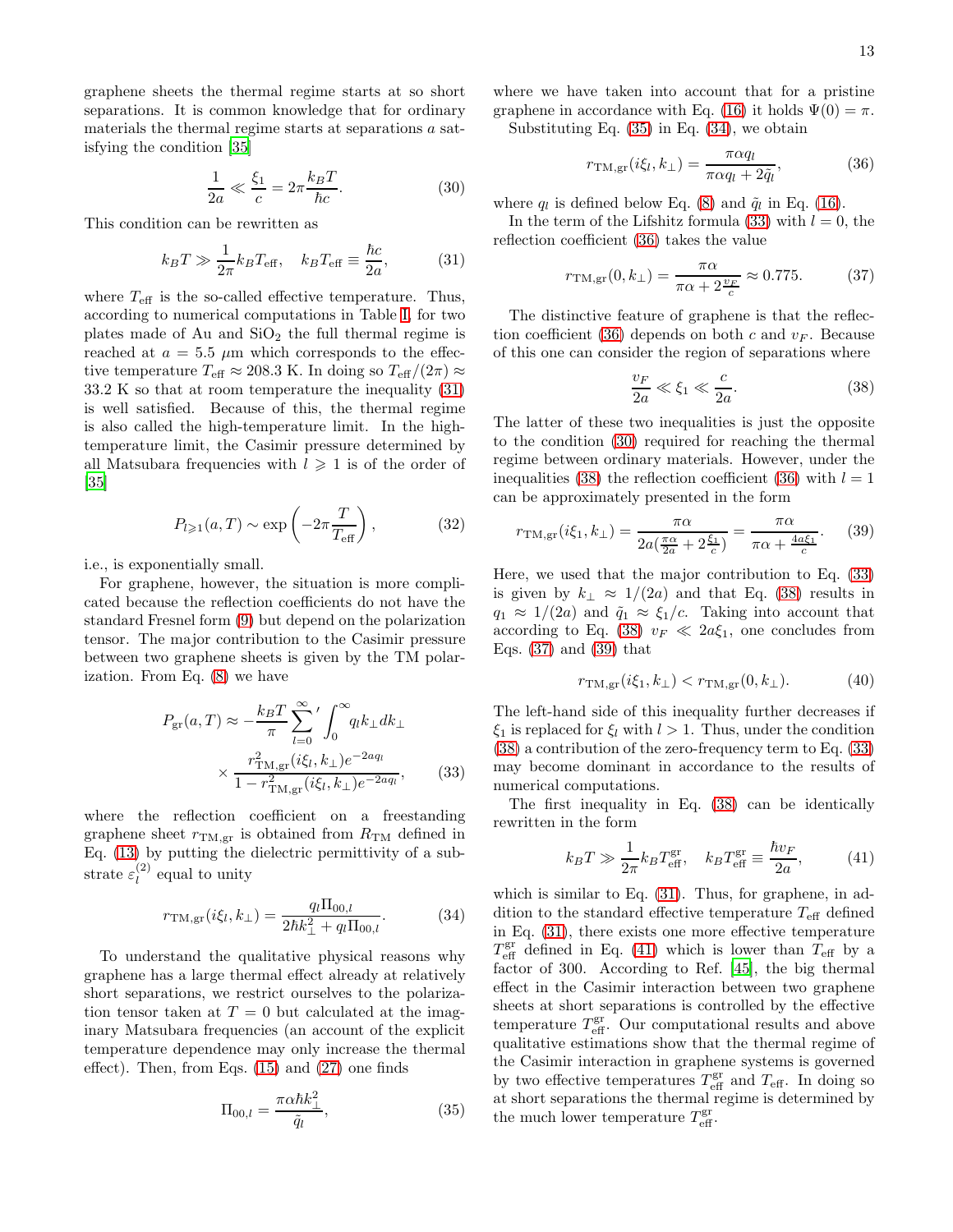graphene sheets the thermal regime starts at so short separations. It is common knowledge that for ordinary materials the thermal regime starts at separations $a$ satisfying the condition [35]

$$\frac{1}{2a} \ll \frac{\xi_1}{c} = 2\pi\frac{k_BT}{\hbar c}. \tag{30}$$

This condition can be rewritten as

$$k_BT \gg \frac{1}{2\pi}k_BT_{\rm eff}, \quad k_BT_{\rm eff} \equiv \frac{\hbar c}{2a}, \tag{31}$$

where $T_{\rm eff}$ is the so-called effective temperature. Thus, according to numerical computations in Table I, for two plates made of Au and $SiO_2$ the full thermal regime is reached at $a = 5.5\ \mu$m which corresponds to the effective temperature $T_{\rm eff} \approx 208.3$ K. In doing so $T_{\rm eff}/(2\pi) \approx 33.2$ K so that at room temperature the inequality (31) is well satisfied. Because of this, the thermal regime is also called the high-temperature limit. In the high-temperature limit, the Casimir pressure determined by all Matsubara frequencies with $l \geqslant 1$ is of the order of [35]

$$P_{l\geqslant 1}(a,T) \sim \exp\left(-2\pi\frac{T}{T_{\rm eff}}\right), \tag{32}$$

i.e., is exponentially small.

For graphene, however, the situation is more complicated because the reflection coefficients do not have the standard Fresnel form (9) but depend on the polarization tensor. The major contribution to the Casimir pressure between two graphene sheets is given by the TM polarization. From Eq. (8) we have

$$P_{\rm gr}(a,T) \approx -\frac{k_BT}{\pi}\sum_{l=0}^{\infty}{}' \int_0^\infty q_l k_\perp dk_\perp \times \frac{r_{\rm TM,gr}^2(i\xi_l,k_\perp)e^{-2aq_l}}{1-r_{\rm TM,gr}^2(i\xi_l,k_\perp)e^{-2aq_l}}, \tag{33}$$

where the reflection coefficient on a freestanding graphene sheet $r_{\rm TM,gr}$ is obtained from $R_{\rm TM}$ defined in Eq. (13) by putting the dielectric permittivity of a substrate $\varepsilon_l^{(2)}$ equal to unity

$$r_{\rm TM,gr}(i\xi_l,k_\perp) = \frac{q_l\Pi_{00,l}}{2\hbar k_\perp^2 + q_l\Pi_{00,l}}. \tag{34}$$

To understand the qualitative physical reasons why graphene has a large thermal effect already at relatively short separations, we restrict ourselves to the polarization tensor taken at $T=0$ but calculated at the imaginary Matsubara frequencies (an account of the explicit temperature dependence may only increase the thermal effect). Then, from Eqs. (15) and (27) one finds

$$\Pi_{00,l} = \frac{\pi\alpha\hbar k_\perp^2}{\tilde{q}_l}, \tag{35}$$

where we have taken into account that for a pristine graphene in accordance with Eq. (16) it holds $\Psi(0)=\pi$.

Substituting Eq. (35) in Eq. (34), we obtain

$$r_{\rm TM,gr}(i\xi_l,k_\perp) = \frac{\pi\alpha q_l}{\pi\alpha q_l + 2\tilde{q}_l}, \tag{36}$$

where $q_l$ is defined below Eq. (8) and $\tilde{q}_l$ in Eq. (16).

In the term of the Lifshitz formula (33) with $l=0$, the reflection coefficient (36) takes the value

$$r_{\rm TM,gr}(0,k_\perp) = \frac{\pi\alpha}{\pi\alpha + 2\frac{v_F}{c}} \approx 0.775. \tag{37}$$

The distinctive feature of graphene is that the reflection coefficient (36) depends on both $c$ and $v_F$. Because of this one can consider the region of separations where

$$\frac{v_F}{2a} \ll \xi_1 \ll \frac{c}{2a}. \tag{38}$$

The latter of these two inequalities is just the opposite to the condition (30) required for reaching the thermal regime between ordinary materials. However, under the inequalities (38) the reflection coefficient (36) with $l=1$ can be approximately presented in the form

$$r_{\rm TM,gr}(i\xi_1,k_\perp) = \frac{\pi\alpha}{2a(\frac{\pi\alpha}{2a} + 2\frac{\xi_1}{c})} = \frac{\pi\alpha}{\pi\alpha + \frac{4a\xi_1}{c}}. \tag{39}$$

Here, we used that the major contribution to Eq. (33) is given by $k_\perp \approx 1/(2a)$ and that Eq. (38) results in $q_1 \approx 1/(2a)$ and $\tilde{q}_1 \approx \xi_1/c$. Taking into account that according to Eq. (38) $v_F \ll 2a\xi_1$, one concludes from Eqs. (37) and (39) that

$$r_{\rm TM,gr}(i\xi_1,k_\perp) < r_{\rm TM,gr}(0,k_\perp). \tag{40}$$

The left-hand side of this inequality further decreases if $\xi_1$ is replaced for $\xi_l$ with $l>1$. Thus, under the condition (38) a contribution of the zero-frequency term to Eq. (33) may become dominant in accordance to the results of numerical computations.

The first inequality in Eq. (38) can be identically rewritten in the form

$$k_BT \gg \frac{1}{2\pi}k_BT_{\rm eff}^{\rm gr}, \quad k_BT_{\rm eff}^{\rm gr} \equiv \frac{\hbar v_F}{2a}, \tag{41}$$

which is similar to Eq. (31). Thus, for graphene, in addition to the standard effective temperature $T_{\rm eff}$ defined in Eq. (31), there exists one more effective temperature $T_{\rm eff}^{\rm gr}$ defined in Eq. (41) which is lower than $T_{\rm eff}$ by a factor of 300. According to Ref. [45], the big thermal effect in the Casimir interaction between two graphene sheets at short separations is controlled by the effective temperature $T_{\rm eff}^{\rm gr}$. Our computational results and above qualitative estimations show that the thermal regime of the Casimir interaction in graphene systems is governed by two effective temperatures $T_{\rm eff}^{\rm gr}$ and $T_{\rm eff}$. In doing so at short separations the thermal regime is determined by the much lower temperature $T_{\rm eff}^{\rm gr}$.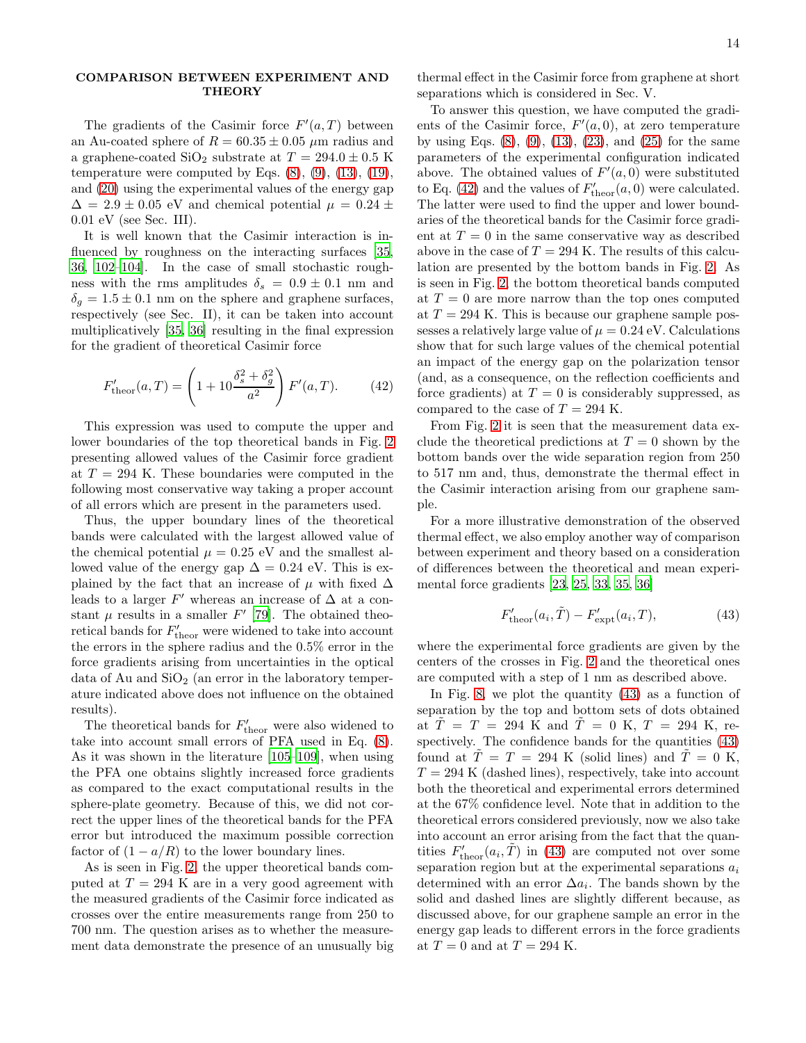## COMPARISON BETWEEN EXPERIMENT AND THEORY

The gradients of the Casimir force $F'(a,T)$ between an Au-coated sphere of $R = 60.35 \pm 0.05$ $\mu$m radius and a graphene-coated $SiO_2$ substrate at $T = 294.0 \pm 0.5$ K temperature were computed by Eqs. (8), (9), (13), (19), and (20) using the experimental values of the energy gap $\Delta = 2.9 \pm 0.05$ eV and chemical potential $\mu = 0.24 \pm 0.01$ eV (see Sec. III).

It is well known that the Casimir interaction is influenced by roughness on the interacting surfaces [35, 36, 102–104]. In the case of small stochastic roughness with the rms amplitudes $\delta_s = 0.9 \pm 0.1$ nm and $\delta_g = 1.5 \pm 0.1$ nm on the sphere and graphene surfaces, respectively (see Sec. II), it can be taken into account multiplicatively [35, 36] resulting in the final expression for the gradient of theoretical Casimir force

$$F'_{\rm theor}(a,T) = \left(1 + 10\frac{\delta_s^2 + \delta_g^2}{a^2}\right) F'(a,T). \tag{42}$$

This expression was used to compute the upper and lower boundaries of the top theoretical bands in Fig. 2 presenting allowed values of the Casimir force gradient at $T = 294$ K. These boundaries were computed in the following most conservative way taking a proper account of all errors which are present in the parameters used.

Thus, the upper boundary lines of the theoretical bands were calculated with the largest allowed value of the chemical potential $\mu = 0.25$ eV and the smallest allowed value of the energy gap $\Delta = 0.24$ eV. This is explained by the fact that an increase of $\mu$ with fixed $\Delta$ leads to a larger $F'$ whereas an increase of $\Delta$ at a constant $\mu$ results in a smaller $F'$ [79]. The obtained theoretical bands for $F'_{\rm theor}$ were widened to take into account the errors in the sphere radius and the 0.5% error in the force gradients arising from uncertainties in the optical data of Au and $SiO_2$ (an error in the laboratory temperature indicated above does not influence on the obtained results).

The theoretical bands for $F'_{\rm theor}$ were also widened to take into account small errors of PFA used in Eq. (8). As it was shown in the literature [105–109], when using the PFA one obtains slightly increased force gradients as compared to the exact computational results in the sphere-plate geometry. Because of this, we did not correct the upper lines of the theoretical bands for the PFA error but introduced the maximum possible correction factor of $(1 - a/R)$ to the lower boundary lines.

As is seen in Fig. 2, the upper theoretical bands computed at $T = 294$ K are in a very good agreement with the measured gradients of the Casimir force indicated as crosses over the entire measurements range from 250 to 700 nm. The question arises as to whether the measurement data demonstrate the presence of an unusually big thermal effect in the Casimir force from graphene at short separations which is considered in Sec. V.

To answer this question, we have computed the gradients of the Casimir force, $F'(a,0)$, at zero temperature by using Eqs. (8), (9), (13), (23), and (25) for the same parameters of the experimental configuration indicated above. The obtained values of $F'(a,0)$ were substituted to Eq. (42) and the values of $F'_{\rm theor}(a,0)$ were calculated. The latter were used to find the upper and lower boundaries of the theoretical bands for the Casimir force gradient at $T = 0$ in the same conservative way as described above in the case of $T = 294$ K. The results of this calculation are presented by the bottom bands in Fig. 2. As is seen in Fig. 2, the bottom theoretical bands computed at $T = 0$ are more narrow than the top ones computed at $T = 294$ K. This is because our graphene sample possesses a relatively large value of $\mu = 0.24$ eV. Calculations show that for such large values of the chemical potential an impact of the energy gap on the polarization tensor (and, as a consequence, on the reflection coefficients and force gradients) at $T = 0$ is considerably suppressed, as compared to the case of $T = 294$ K.

From Fig. 2 it is seen that the measurement data exclude the theoretical predictions at $T = 0$ shown by the bottom bands over the wide separation region from 250 to 517 nm and, thus, demonstrate the thermal effect in the Casimir interaction arising from our graphene sample.

For a more illustrative demonstration of the observed thermal effect, we also employ another way of comparison between experiment and theory based on a consideration of differences between the theoretical and mean experimental force gradients [23, 25, 33, 35, 36]

$$F'_{\rm theor}(a_i, \tilde{T}) - F'_{\rm expt}(a_i, T), \tag{43}$$

where the experimental force gradients are given by the centers of the crosses in Fig. 2 and the theoretical ones are computed with a step of 1 nm as described above.

In Fig. 8, we plot the quantity (43) as a function of separation by the top and bottom sets of dots obtained at $\tilde{T} = T = 294$ K and $\tilde{T} = 0$ K, $T = 294$ K, respectively. The confidence bands for the quantities (43) found at $\tilde{T} = T = 294$ K (solid lines) and $\tilde{T} = 0$ K, $T = 294$ K (dashed lines), respectively, take into account both the theoretical and experimental errors determined at the 67% confidence level. Note that in addition to the theoretical errors considered previously, now we also take into account an error arising from the fact that the quantities $F'_{\rm theor}(a_i, \tilde{T})$ in (43) are computed not over some separation region but at the experimental separations $a_i$ determined with an error $\Delta a_i$. The bands shown by the solid and dashed lines are slightly different because, as discussed above, for our graphene sample an error in the energy gap leads to different errors in the force gradients at $T = 0$ and at $T = 294$ K.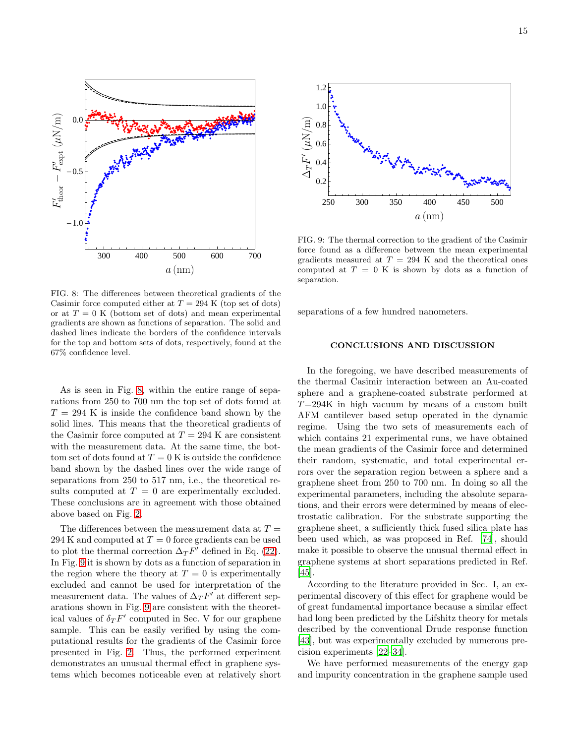FIG. 8: The differences between theoretical gradients of the Casimir force computed either at $T = 294$ K (top set of dots) or at $T = 0$ K (bottom set of dots) and mean experimental gradients are shown as functions of separation. The solid and dashed lines indicate the borders of the confidence intervals for the top and bottom sets of dots, respectively, found at the 67% confidence level.

As is seen in Fig. 8, within the entire range of separations from 250 to 700 nm the top set of dots found at $T = 294$ K is inside the confidence band shown by the solid lines. This means that the theoretical gradients of the Casimir force computed at $T = 294$ K are consistent with the measurement data. At the same time, the bottom set of dots found at $T = 0$ K is outside the confidence band shown by the dashed lines over the wide range of separations from 250 to 517 nm, i.e., the theoretical results computed at $T = 0$ are experimentally excluded. These conclusions are in agreement with those obtained above based on Fig. 2.

The differences between the measurement data at $T = 294$ K and computed at $T = 0$ force gradients can be used to plot the thermal correction $\Delta_T F'$ defined in Eq. (22). In Fig. 9 it is shown by dots as a function of separation in the region where the theory at $T = 0$ is experimentally excluded and cannot be used for interpretation of the measurement data. The values of $\Delta_T F'$ at different separations shown in Fig. 9 are consistent with the theoretical values of $\delta_T F'$ computed in Sec. V for our graphene sample. This can be easily verified by using the computational results for the gradients of the Casimir force presented in Fig. 2. Thus, the performed experiment demonstrates an unusual thermal effect in graphene systems which becomes noticeable even at relatively short separations of a few hundred nanometers.

FIG. 9: The thermal correction to the gradient of the Casimir force found as a difference between the mean experimental gradients measured at $T = 294$ K and the theoretical ones computed at $T = 0$ K is shown by dots as a function of separation.

## CONCLUSIONS AND DISCUSSION

In the foregoing, we have described measurements of the thermal Casimir interaction between an Au-coated sphere and a graphene-coated substrate performed at $T$=294K in high vacuum by means of a custom built AFM cantilever based setup operated in the dynamic regime. Using the two sets of measurements each of which contains 21 experimental runs, we have obtained the mean gradients of the Casimir force and determined their random, systematic, and total experimental errors over the separation region between a sphere and a graphene sheet from 250 to 700 nm. In doing so all the experimental parameters, including the absolute separations, and their errors were determined by means of electrostatic calibration. For the substrate supporting the graphene sheet, a sufficiently thick fused silica plate has been used which, as was proposed in Ref. [74], should make it possible to observe the unusual thermal effect in graphene systems at short separations predicted in Ref. [45].

According to the literature provided in Sec. I, an experimental discovery of this effect for graphene would be of great fundamental importance because a similar effect had long been predicted by the Lifshitz theory for metals described by the conventional Drude response function [43], but was experimentally excluded by numerous precision experiments [22–34].

We have performed measurements of the energy gap and impurity concentration in the graphene sample used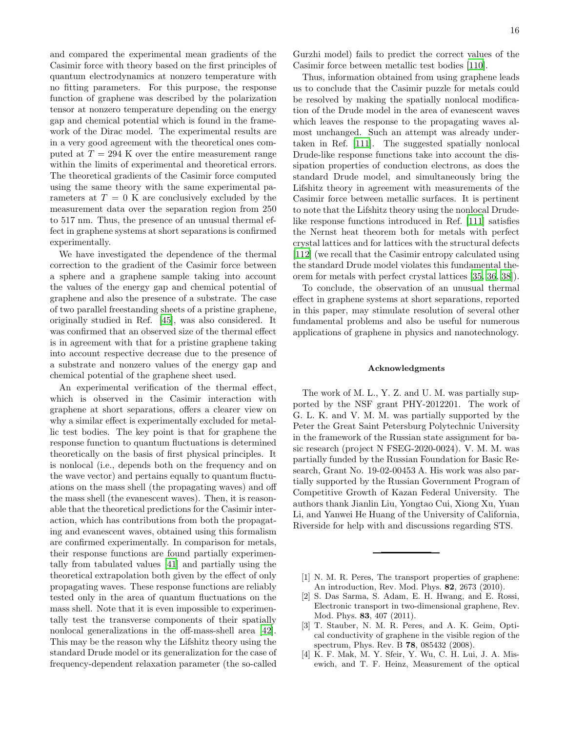and compared the experimental mean gradients of the Casimir force with theory based on the first principles of quantum electrodynamics at nonzero temperature with no fitting parameters. For this purpose, the response function of graphene was described by the polarization tensor at nonzero temperature depending on the energy gap and chemical potential which is found in the framework of the Dirac model. The experimental results are in a very good agreement with the theoretical ones computed at $T = 294$ K over the entire measurement range within the limits of experimental and theoretical errors. The theoretical gradients of the Casimir force computed using the same theory with the same experimental parameters at $T = 0$ K are conclusively excluded by the measurement data over the separation region from 250 to 517 nm. Thus, the presence of an unusual thermal effect in graphene systems at short separations is confirmed experimentally.

We have investigated the dependence of the thermal correction to the gradient of the Casimir force between a sphere and a graphene sample taking into account the values of the energy gap and chemical potential of graphene and also the presence of a substrate. The case of two parallel freestanding sheets of a pristine graphene, originally studied in Ref. [45], was also considered. It was confirmed that an observed size of the thermal effect is in agreement with that for a pristine graphene taking into account respective decrease due to the presence of a substrate and nonzero values of the energy gap and chemical potential of the graphene sheet used.

An experimental verification of the thermal effect, which is observed in the Casimir interaction with graphene at short separations, offers a clearer view on why a similar effect is experimentally excluded for metallic test bodies. The key point is that for graphene the response function to quantum fluctuations is determined theoretically on the basis of first physical principles. It is nonlocal (i.e., depends both on the frequency and on the wave vector) and pertains equally to quantum fluctuations on the mass shell (the propagating waves) and off the mass shell (the evanescent waves). Then, it is reasonable that the theoretical predictions for the Casimir interaction, which has contributions from both the propagating and evanescent waves, obtained using this formalism are confirmed experimentally. In comparison for metals, their response functions are found partially experimentally from tabulated values [41] and partially using the theoretical extrapolation both given by the effect of only propagating waves. These response functions are reliably tested only in the area of quantum fluctuations on the mass shell. Note that it is even impossible to experimentally test the transverse components of their spatially nonlocal generalizations in the off-mass-shell area [42]. This may be the reason why the Lifshitz theory using the standard Drude model or its generalization for the case of frequency-dependent relaxation parameter (the so-called Gurzhi model) fails to predict the correct values of the Casimir force between metallic test bodies [110].

Thus, information obtained from using graphene leads us to conclude that the Casimir puzzle for metals could be resolved by making the spatially nonlocal modification of the Drude model in the area of evanescent waves which leaves the response to the propagating waves almost unchanged. Such an attempt was already undertaken in Ref. [111]. The suggested spatially nonlocal Drude-like response functions take into account the dissipation properties of conduction electrons, as does the standard Drude model, and simultaneously bring the Lifshitz theory in agreement with measurements of the Casimir force between metallic surfaces. It is pertinent to note that the Lifshitz theory using the nonlocal Drude-like response functions introduced in Ref. [111] satisfies the Nernst heat theorem both for metals with perfect crystal lattices and for lattices with the structural defects [112] (we recall that the Casimir entropy calculated using the standard Drude model violates this fundamental theorem for metals with perfect crystal lattices [35, 36, 38]).

To conclude, the observation of an unusual thermal effect in graphene systems at short separations, reported in this paper, may stimulate resolution of several other fundamental problems and also be useful for numerous applications of graphene in physics and nanotechnology.

### Acknowledgments

The work of M. L., Y. Z. and U. M. was partially supported by the NSF grant PHY-2012201. The work of G. L. K. and V. M. M. was partially supported by the Peter the Great Saint Petersburg Polytechnic University in the framework of the Russian state assignment for basic research (project N FSEG-2020-0024). V. M. M. was partially funded by the Russian Foundation for Basic Research, Grant No. 19-02-00453 A. His work was also partially supported by the Russian Government Program of Competitive Growth of Kazan Federal University. The authors thank Jianlin Liu, Yongtao Cui, Xiong Xu, Yuan Li, and Yanwei He Huang of the University of California, Riverside for help with and discussions regarding STS.

---

[1] N. M. R. Peres, The transport properties of graphene: An introduction, Rev. Mod. Phys. **82**, 2673 (2010).

[2] S. Das Sarma, S. Adam, E. H. Hwang, and E. Rossi, Electronic transport in two-dimensional graphene, Rev. Mod. Phys. **83**, 407 (2011).

[3] T. Stauber, N. M. R. Peres, and A. K. Geim, Optical conductivity of graphene in the visible region of the spectrum, Phys. Rev. B **78**, 085432 (2008).

[4] K. F. Mak, M. Y. Sfeir, Y. Wu, C. H. Lui, J. A. Misewich, and T. F. Heinz, Measurement of the optical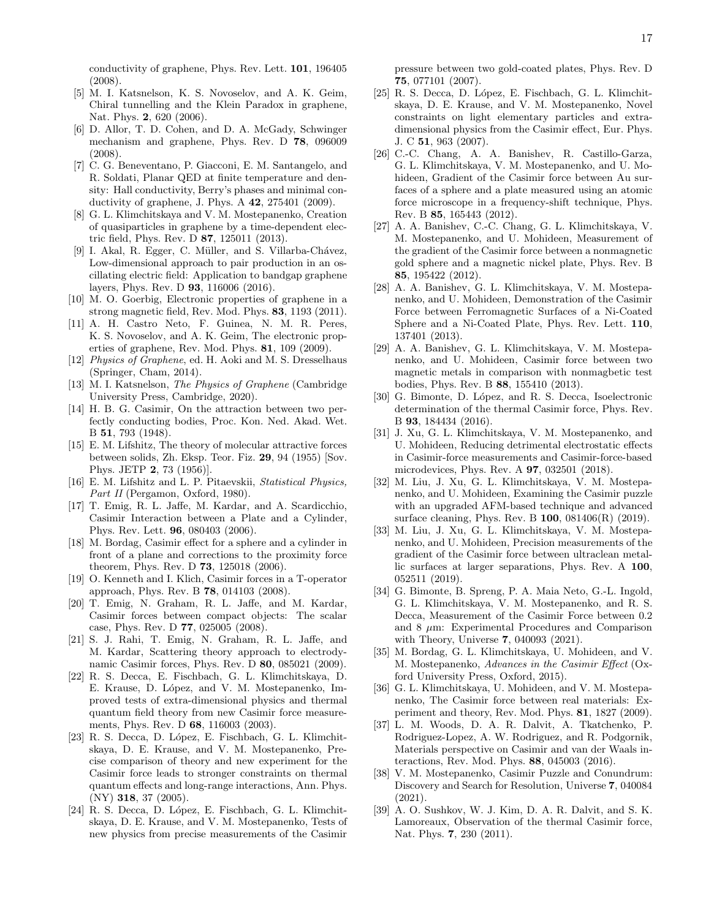conductivity of graphene, Phys. Rev. Lett. **101**, 196405 (2008).

[5] M. I. Katsnelson, K. S. Novoselov, and A. K. Geim, Chiral tunnelling and the Klein Paradox in graphene, Nat. Phys. **2**, 620 (2006).

[6] D. Allor, T. D. Cohen, and D. A. McGady, Schwinger mechanism and graphene, Phys. Rev. D **78**, 096009 (2008).

[7] C. G. Beneventano, P. Giacconi, E. M. Santangelo, and R. Soldati, Planar QED at finite temperature and density: Hall conductivity, Berry's phases and minimal conductivity of graphene, J. Phys. A **42**, 275401 (2009).

[8] G. L. Klimchitskaya and V. M. Mostepanenko, Creation of quasiparticles in graphene by a time-dependent electric field, Phys. Rev. D **87**, 125011 (2013).

[9] I. Akal, R. Egger, C. Müller, and S. Villarba-Chávez, Low-dimensional approach to pair production in an oscillating electric field: Application to bandgap graphene layers, Phys. Rev. D **93**, 116006 (2016).

[10] M. O. Goerbig, Electronic properties of graphene in a strong magnetic field, Rev. Mod. Phys. **83**, 1193 (2011).

[11] A. H. Castro Neto, F. Guinea, N. M. R. Peres, K. S. Novoselov, and A. K. Geim, The electronic properties of graphene, Rev. Mod. Phys. **81**, 109 (2009).

[12] *Physics of Graphene*, ed. H. Aoki and M. S. Dresselhaus (Springer, Cham, 2014).

[13] M. I. Katsnelson, *The Physics of Graphene* (Cambridge University Press, Cambridge, 2020).

[14] H. B. G. Casimir, On the attraction between two perfectly conducting bodies, Proc. Kon. Ned. Akad. Wet. B **51**, 793 (1948).

[15] E. M. Lifshitz, The theory of molecular attractive forces between solids, Zh. Eksp. Teor. Fiz. **29**, 94 (1955) [Sov. Phys. JETP **2**, 73 (1956)].

[16] E. M. Lifshitz and L. P. Pitaevskii, *Statistical Physics, Part II* (Pergamon, Oxford, 1980).

[17] T. Emig, R. L. Jaffe, M. Kardar, and A. Scardicchio, Casimir Interaction between a Plate and a Cylinder, Phys. Rev. Lett. **96**, 080403 (2006).

[18] M. Bordag, Casimir effect for a sphere and a cylinder in front of a plane and corrections to the proximity force theorem, Phys. Rev. D **73**, 125018 (2006).

[19] O. Kenneth and I. Klich, Casimir forces in a T-operator approach, Phys. Rev. B **78**, 014103 (2008).

[20] T. Emig, N. Graham, R. L. Jaffe, and M. Kardar, Casimir forces between compact objects: The scalar case, Phys. Rev. D **77**, 025005 (2008).

[21] S. J. Rahi, T. Emig, N. Graham, R. L. Jaffe, and M. Kardar, Scattering theory approach to electrodynamic Casimir forces, Phys. Rev. D **80**, 085021 (2009).

[22] R. S. Decca, E. Fischbach, G. L. Klimchitskaya, D. E. Krause, D. López, and V. M. Mostepanenko, Improved tests of extra-dimensional physics and thermal quantum field theory from new Casimir force measurements, Phys. Rev. D **68**, 116003 (2003).

[23] R. S. Decca, D. López, E. Fischbach, G. L. Klimchitskaya, D. E. Krause, and V. M. Mostepanenko, Precise comparison of theory and new experiment for the Casimir force leads to stronger constraints on thermal quantum effects and long-range interactions, Ann. Phys. (NY) **318**, 37 (2005).

[24] R. S. Decca, D. López, E. Fischbach, G. L. Klimchitskaya, D. E. Krause, and V. M. Mostepanenko, Tests of new physics from precise measurements of the Casimir pressure between two gold-coated plates, Phys. Rev. D **75**, 077101 (2007).

[25] R. S. Decca, D. López, E. Fischbach, G. L. Klimchitskaya, D. E. Krause, and V. M. Mostepanenko, Novel constraints on light elementary particles and extra-dimensional physics from the Casimir effect, Eur. Phys. J. C **51**, 963 (2007).

[26] C.-C. Chang, A. A. Banishev, R. Castillo-Garza, G. L. Klimchitskaya, V. M. Mostepanenko, and U. Mohideen, Gradient of the Casimir force between Au surfaces of a sphere and a plate measured using an atomic force microscope in a frequency-shift technique, Phys. Rev. B **85**, 165443 (2012).

[27] A. A. Banishev, C.-C. Chang, G. L. Klimchitskaya, V. M. Mostepanenko, and U. Mohideen, Measurement of the gradient of the Casimir force between a nonmagnetic gold sphere and a magnetic nickel plate, Phys. Rev. B **85**, 195422 (2012).

[28] A. A. Banishev, G. L. Klimchitskaya, V. M. Mostepanenko, and U. Mohideen, Demonstration of the Casimir Force between Ferromagnetic Surfaces of a Ni-Coated Sphere and a Ni-Coated Plate, Phys. Rev. Lett. **110**, 137401 (2013).

[29] A. A. Banishev, G. L. Klimchitskaya, V. M. Mostepanenko, and U. Mohideen, Casimir force between two magnetic metals in comparison with nonmagbetic test bodies, Phys. Rev. B **88**, 155410 (2013).

[30] G. Bimonte, D. López, and R. S. Decca, Isoelectronic determination of the thermal Casimir force, Phys. Rev. B **93**, 184434 (2016).

[31] J. Xu, G. L. Klimchitskaya, V. M. Mostepanenko, and U. Mohideen, Reducing detrimental electrostatic effects in Casimir-force measurements and Casimir-force-based microdevices, Phys. Rev. A **97**, 032501 (2018).

[32] M. Liu, J. Xu, G. L. Klimchitskaya, V. M. Mostepanenko, and U. Mohideen, Examining the Casimir puzzle with an upgraded AFM-based technique and advanced surface cleaning, Phys. Rev. B **100**, 081406(R) (2019).

[33] M. Liu, J. Xu, G. L. Klimchitskaya, V. M. Mostepanenko, and U. Mohideen, Precision measurements of the gradient of the Casimir force between ultraclean metallic surfaces at larger separations, Phys. Rev. A **100**, 052511 (2019).

[34] G. Bimonte, B. Spreng, P. A. Maia Neto, G.-L. Ingold, G. L. Klimchitskaya, V. M. Mostepanenko, and R. S. Decca, Measurement of the Casimir Force between 0.2 and 8 $\mu$m: Experimental Procedures and Comparison with Theory, Universe **7**, 040093 (2021).

[35] M. Bordag, G. L. Klimchitskaya, U. Mohideen, and V. M. Mostepanenko, *Advances in the Casimir Effect* (Oxford University Press, Oxford, 2015).

[36] G. L. Klimchitskaya, U. Mohideen, and V. M. Mostepanenko, The Casimir force between real materials: Experiment and theory, Rev. Mod. Phys. **81**, 1827 (2009).

[37] L. M. Woods, D. A. R. Dalvit, A. Tkatchenko, P. Rodriguez-Lopez, A. W. Rodriguez, and R. Podgornik, Materials perspective on Casimir and van der Waals interactions, Rev. Mod. Phys. **88**, 045003 (2016).

[38] V. M. Mostepanenko, Casimir Puzzle and Conundrum: Discovery and Search for Resolution, Universe **7**, 040084 (2021).

[39] A. O. Sushkov, W. J. Kim, D. A. R. Dalvit, and S. K. Lamoreaux, Observation of the thermal Casimir force, Nat. Phys. **7**, 230 (2011).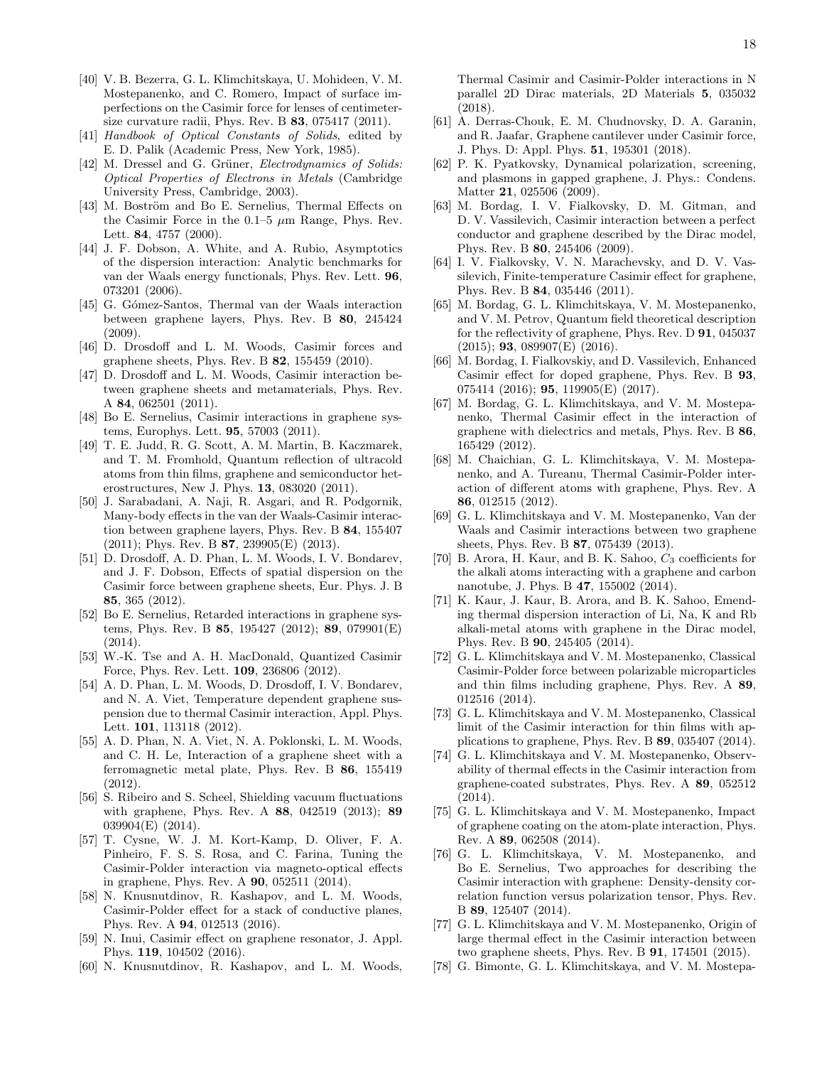[40] V. B. Bezerra, G. L. Klimchitskaya, U. Mohideen, V. M. Mostepanenko, and C. Romero, Impact of surface imperfections on the Casimir force for lenses of centimeter-size curvature radii, Phys. Rev. B **83**, 075417 (2011).

[41] *Handbook of Optical Constants of Solids*, edited by E. D. Palik (Academic Press, New York, 1985).

[42] M. Dressel and G. Grüner, *Electrodynamics of Solids: Optical Properties of Electrons in Metals* (Cambridge University Press, Cambridge, 2003).

[43] M. Boström and Bo E. Sernelius, Thermal Effects on the Casimir Force in the 0.1–5 $\mu$m Range, Phys. Rev. Lett. **84**, 4757 (2000).

[44] J. F. Dobson, A. White, and A. Rubio, Asymptotics of the dispersion interaction: Analytic benchmarks for van der Waals energy functionals, Phys. Rev. Lett. **96**, 073201 (2006).

[45] G. Gómez-Santos, Thermal van der Waals interaction between graphene layers, Phys. Rev. B **80**, 245424 (2009).

[46] D. Drosdoff and L. M. Woods, Casimir forces and graphene sheets, Phys. Rev. B **82**, 155459 (2010).

[47] D. Drosdoff and L. M. Woods, Casimir interaction between graphene sheets and metamaterials, Phys. Rev. A **84**, 062501 (2011).

[48] Bo E. Sernelius, Casimir interactions in graphene systems, Europhys. Lett. **95**, 57003 (2011).

[49] T. E. Judd, R. G. Scott, A. M. Martin, B. Kaczmarek, and T. M. Fromhold, Quantum reflection of ultracold atoms from thin films, graphene and semiconductor heterostructures, New J. Phys. **13**, 083020 (2011).

[50] J. Sarabadani, A. Naji, R. Asgari, and R. Podgornik, Many-body effects in the van der Waals-Casimir interaction between graphene layers, Phys. Rev. B **84**, 155407 (2011); Phys. Rev. B **87**, 239905(E) (2013).

[51] D. Drosdoff, A. D. Phan, L. M. Woods, I. V. Bondarev, and J. F. Dobson, Effects of spatial dispersion on the Casimir force between graphene sheets, Eur. Phys. J. B **85**, 365 (2012).

[52] Bo E. Sernelius, Retarded interactions in graphene systems, Phys. Rev. B **85**, 195427 (2012); **89**, 079901(E) (2014).

[53] W.-K. Tse and A. H. MacDonald, Quantized Casimir Force, Phys. Rev. Lett. **109**, 236806 (2012).

[54] A. D. Phan, L. M. Woods, D. Drosdoff, I. V. Bondarev, and N. A. Viet, Temperature dependent graphene suspension due to thermal Casimir interaction, Appl. Phys. Lett. **101**, 113118 (2012).

[55] A. D. Phan, N. A. Viet, N. A. Poklonski, L. M. Woods, and C. H. Le, Interaction of a graphene sheet with a ferromagnetic metal plate, Phys. Rev. B **86**, 155419 (2012).

[56] S. Ribeiro and S. Scheel, Shielding vacuum fluctuations with graphene, Phys. Rev. A **88**, 042519 (2013); **89** 039904(E) (2014).

[57] T. Cysne, W. J. M. Kort-Kamp, D. Oliver, F. A. Pinheiro, F. S. S. Rosa, and C. Farina, Tuning the Casimir-Polder interaction via magneto-optical effects in graphene, Phys. Rev. A **90**, 052511 (2014).

[58] N. Knusnutdinov, R. Kashapov, and L. M. Woods, Casimir-Polder effect for a stack of conductive planes, Phys. Rev. A **94**, 012513 (2016).

[59] N. Inui, Casimir effect on graphene resonator, J. Appl. Phys. **119**, 104502 (2016).

[60] N. Knusnutdinov, R. Kashapov, and L. M. Woods, Thermal Casimir and Casimir-Polder interactions in N parallel 2D Dirac materials, 2D Materials **5**, 035032 (2018).

[61] A. Derras-Chouk, E. M. Chudnovsky, D. A. Garanin, and R. Jaafar, Graphene cantilever under Casimir force, J. Phys. D: Appl. Phys. **51**, 195301 (2018).

[62] P. K. Pyatkovsky, Dynamical polarization, screening, and plasmons in gapped graphene, J. Phys.: Condens. Matter **21**, 025506 (2009).

[63] M. Bordag, I. V. Fialkovsky, D. M. Gitman, and D. V. Vassilevich, Casimir interaction between a perfect conductor and graphene described by the Dirac model, Phys. Rev. B **80**, 245406 (2009).

[64] I. V. Fialkovsky, V. N. Marachevsky, and D. V. Vassilevich, Finite-temperature Casimir effect for graphene, Phys. Rev. B **84**, 035446 (2011).

[65] M. Bordag, G. L. Klimchitskaya, V. M. Mostepanenko, and V. M. Petrov, Quantum field theoretical description for the reflectivity of graphene, Phys. Rev. D **91**, 045037 (2015); **93**, 089907(E) (2016).

[66] M. Bordag, I. Fialkovskiy, and D. Vassilevich, Enhanced Casimir effect for doped graphene, Phys. Rev. B **93**, 075414 (2016); **95**, 119905(E) (2017).

[67] M. Bordag, G. L. Klimchitskaya, and V. M. Mostepanenko, Thermal Casimir effect in the interaction of graphene with dielectrics and metals, Phys. Rev. B **86**, 165429 (2012).

[68] M. Chaichian, G. L. Klimchitskaya, V. M. Mostepanenko, and A. Tureanu, Thermal Casimir-Polder interaction of different atoms with graphene, Phys. Rev. A **86**, 012515 (2012).

[69] G. L. Klimchitskaya and V. M. Mostepanenko, Van der Waals and Casimir interactions between two graphene sheets, Phys. Rev. B **87**, 075439 (2013).

[70] B. Arora, H. Kaur, and B. K. Sahoo, $C_3$ coefficients for the alkali atoms interacting with a graphene and carbon nanotube, J. Phys. B **47**, 155002 (2014).

[71] K. Kaur, J. Kaur, B. Arora, and B. K. Sahoo, Emending thermal dispersion interaction of Li, Na, K and Rb alkali-metal atoms with graphene in the Dirac model, Phys. Rev. B **90**, 245405 (2014).

[72] G. L. Klimchitskaya and V. M. Mostepanenko, Classical Casimir-Polder force between polarizable microparticles and thin films including graphene, Phys. Rev. A **89**, 012516 (2014).

[73] G. L. Klimchitskaya and V. M. Mostepanenko, Classical limit of the Casimir interaction for thin films with applications to graphene, Phys. Rev. B **89**, 035407 (2014).

[74] G. L. Klimchitskaya and V. M. Mostepanenko, Observability of thermal effects in the Casimir interaction from graphene-coated substrates, Phys. Rev. A **89**, 052512 (2014).

[75] G. L. Klimchitskaya and V. M. Mostepanenko, Impact of graphene coating on the atom-plate interaction, Phys. Rev. A **89**, 062508 (2014).

[76] G. L. Klimchitskaya, V. M. Mostepanenko, and Bo E. Sernelius, Two approaches for describing the Casimir interaction with graphene: Density-density correlation function versus polarization tensor, Phys. Rev. B **89**, 125407 (2014).

[77] G. L. Klimchitskaya and V. M. Mostepanenko, Origin of large thermal effect in the Casimir interaction between two graphene sheets, Phys. Rev. B **91**, 174501 (2015).

[78] G. Bimonte, G. L. Klimchitskaya, and V. M. Mostepa-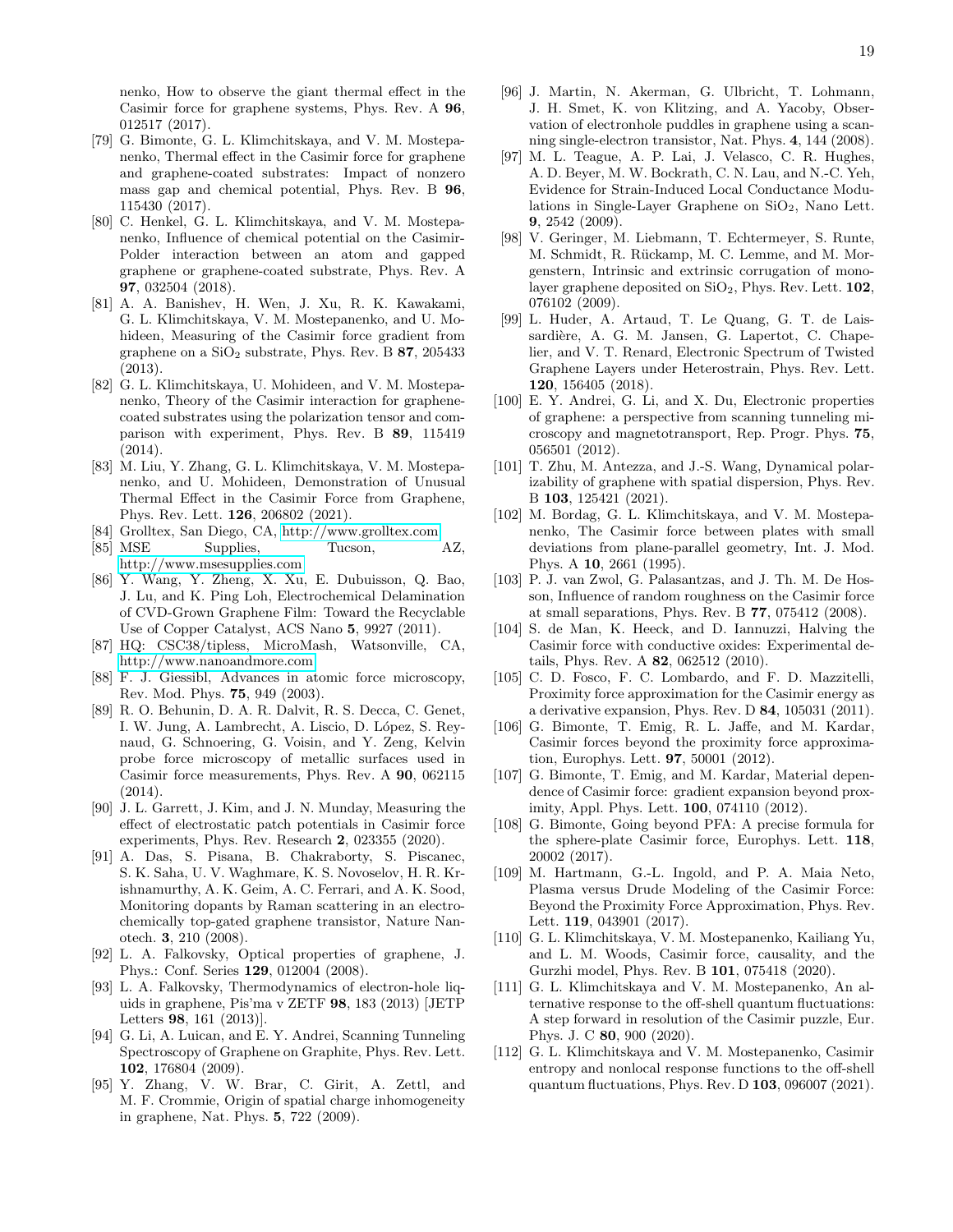nenko, How to observe the giant thermal effect in the Casimir force for graphene systems, Phys. Rev. A **96**, 012517 (2017).

[79] G. Bimonte, G. L. Klimchitskaya, and V. M. Mostepanenko, Thermal effect in the Casimir force for graphene and graphene-coated substrates: Impact of nonzero mass gap and chemical potential, Phys. Rev. B **96**, 115430 (2017).

[80] C. Henkel, G. L. Klimchitskaya, and V. M. Mostepanenko, Influence of chemical potential on the Casimir-Polder interaction between an atom and gapped graphene or graphene-coated substrate, Phys. Rev. A **97**, 032504 (2018).

[81] A. A. Banishev, H. Wen, J. Xu, R. K. Kawakami, G. L. Klimchitskaya, V. M. Mostepanenko, and U. Mohideen, Measuring of the Casimir force gradient from graphene on a $SiO_2$ substrate, Phys. Rev. B **87**, 205433 (2013).

[82] G. L. Klimchitskaya, U. Mohideen, and V. M. Mostepanenko, Theory of the Casimir interaction for graphene-coated substrates using the polarization tensor and comparison with experiment, Phys. Rev. B **89**, 115419 (2014).

[83] M. Liu, Y. Zhang, G. L. Klimchitskaya, V. M. Mostepanenko, and U. Mohideen, Demonstration of Unusual Thermal Effect in the Casimir Force from Graphene, Phys. Rev. Lett. **126**, 206802 (2021).

[84] Grolltex, San Diego, CA, http://www.grolltex.com

[85] MSE Supplies, Tucson, AZ, http://www.msesupplies.com

[86] Y. Wang, Y. Zheng, X. Xu, E. Dubuisson, Q. Bao, J. Lu, and K. Ping Loh, Electrochemical Delamination of CVD-Grown Graphene Film: Toward the Recyclable Use of Copper Catalyst, ACS Nano **5**, 9927 (2011).

[87] HQ: CSC38/tipless, MicroMash, Watsonville, CA, http://www.nanoandmore.com

[88] F. J. Giessibl, Advances in atomic force microscopy, Rev. Mod. Phys. **75**, 949 (2003).

[89] R. O. Behunin, D. A. R. Dalvit, R. S. Decca, C. Genet, I. W. Jung, A. Lambrecht, A. Liscio, D. López, S. Reynaud, G. Schnoering, G. Voisin, and Y. Zeng, Kelvin probe force microscopy of metallic surfaces used in Casimir force measurements, Phys. Rev. A **90**, 062115 (2014).

[90] J. L. Garrett, J. Kim, and J. N. Munday, Measuring the effect of electrostatic patch potentials in Casimir force experiments, Phys. Rev. Research **2**, 023355 (2020).

[91] A. Das, S. Pisana, B. Chakraborty, S. Piscanec, S. K. Saha, U. V. Waghmare, K. S. Novoselov, H. R. Krishnamurthy, A. K. Geim, A. C. Ferrari, and A. K. Sood, Monitoring dopants by Raman scattering in an electrochemically top-gated graphene transistor, Nature Nanotech. **3**, 210 (2008).

[92] L. A. Falkovsky, Optical properties of graphene, J. Phys.: Conf. Series **129**, 012004 (2008).

[93] L. A. Falkovsky, Thermodynamics of electron-hole liquids in graphene, Pis'ma v ZETF **98**, 183 (2013) [JETP Letters **98**, 161 (2013)].

[94] G. Li, A. Luican, and E. Y. Andrei, Scanning Tunneling Spectroscopy of Graphene on Graphite, Phys. Rev. Lett. **102**, 176804 (2009).

[95] Y. Zhang, V. W. Brar, C. Girit, A. Zettl, and M. F. Crommie, Origin of spatial charge inhomogeneity in graphene, Nat. Phys. **5**, 722 (2009).

[96] J. Martin, N. Akerman, G. Ulbricht, T. Lohmann, J. H. Smet, K. von Klitzing, and A. Yacoby, Observation of electronhole puddles in graphene using a scanning single-electron transistor, Nat. Phys. **4**, 144 (2008).

[97] M. L. Teague, A. P. Lai, J. Velasco, C. R. Hughes, A. D. Beyer, M. W. Bockrath, C. N. Lau, and N.-C. Yeh, Evidence for Strain-Induced Local Conductance Modulations in Single-Layer Graphene on $SiO_2$, Nano Lett. **9**, 2542 (2009).

[98] V. Geringer, M. Liebmann, T. Echtermeyer, S. Runte, M. Schmidt, R. Rückamp, M. C. Lemme, and M. Morgenstern, Intrinsic and extrinsic corrugation of monolayer graphene deposited on $SiO_2$, Phys. Rev. Lett. **102**, 076102 (2009).

[99] L. Huder, A. Artaud, T. Le Quang, G. T. de Laissardière, A. G. M. Jansen, G. Lapertot, C. Chapelier, and V. T. Renard, Electronic Spectrum of Twisted Graphene Layers under Heterostrain, Phys. Rev. Lett. **120**, 156405 (2018).

[100] E. Y. Andrei, G. Li, and X. Du, Electronic properties of graphene: a perspective from scanning tunneling microscopy and magnetotransport, Rep. Progr. Phys. **75**, 056501 (2012).

[101] T. Zhu, M. Antezza, and J.-S. Wang, Dynamical polarizability of graphene with spatial dispersion, Phys. Rev. B **103**, 125421 (2021).

[102] M. Bordag, G. L. Klimchitskaya, and V. M. Mostepanenko, The Casimir force between plates with small deviations from plane-parallel geometry, Int. J. Mod. Phys. A **10**, 2661 (1995).

[103] P. J. van Zwol, G. Palasantzas, and J. Th. M. De Hosson, Influence of random roughness on the Casimir force at small separations, Phys. Rev. B **77**, 075412 (2008).

[104] S. de Man, K. Heeck, and D. Iannuzzi, Halving the Casimir force with conductive oxides: Experimental details, Phys. Rev. A **82**, 062512 (2010).

[105] C. D. Fosco, F. C. Lombardo, and F. D. Mazzitelli, Proximity force approximation for the Casimir energy as a derivative expansion, Phys. Rev. D **84**, 105031 (2011).

[106] G. Bimonte, T. Emig, R. L. Jaffe, and M. Kardar, Casimir forces beyond the proximity force approximation, Europhys. Lett. **97**, 50001 (2012).

[107] G. Bimonte, T. Emig, and M. Kardar, Material dependence of Casimir force: gradient expansion beyond proximity, Appl. Phys. Lett. **100**, 074110 (2012).

[108] G. Bimonte, Going beyond PFA: A precise formula for the sphere-plate Casimir force, Europhys. Lett. **118**, 20002 (2017).

[109] M. Hartmann, G.-L. Ingold, and P. A. Maia Neto, Plasma versus Drude Modeling of the Casimir Force: Beyond the Proximity Force Approximation, Phys. Rev. Lett. **119**, 043901 (2017).

[110] G. L. Klimchitskaya, V. M. Mostepanenko, Kailiang Yu, and L. M. Woods, Casimir force, causality, and the Gurzhi model, Phys. Rev. B **101**, 075418 (2020).

[111] G. L. Klimchitskaya and V. M. Mostepanenko, An alternative response to the off-shell quantum fluctuations: A step forward in resolution of the Casimir puzzle, Eur. Phys. J. C **80**, 900 (2020).

[112] G. L. Klimchitskaya and V. M. Mostepanenko, Casimir entropy and nonlocal response functions to the off-shell quantum fluctuations, Phys. Rev. D **103**, 096007 (2021).